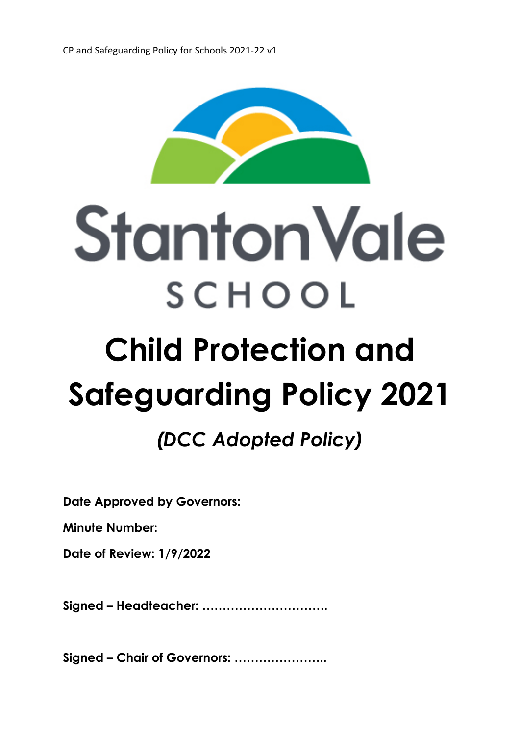Stanton Vale

SCHOOL

# Child Protection and Safeguarding Policy 2021

## *(DCC Adopted Policy)*

**Date Approved by Governors:**

**Minute Number:**

**Date of Review: 1/9/2022**

**Signed – Headteacher: ………………………….**

**Signed – Chair of Governors: …………………..**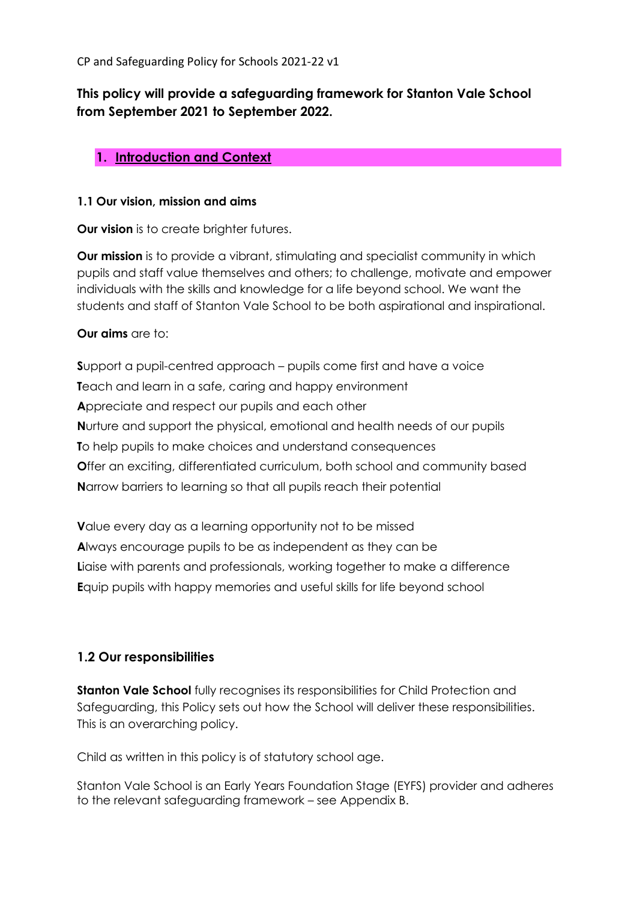**This policy will provide a safeguarding framework for Stanton Vale School from September 2021 to September 2022.**

## 1. Introduction and Context

### 1.1 Our vision, mission and aims

**Our vision** is to create brighter futures.

**Our mission** is to provide a vibrant, stimulating and specialist community in which pupils and staff value themselves and others; to challenge, motivate and empower individuals with the skills and knowledge for a life beyond school. We want the students and staff of Stanton Vale School to be both aspirational and inspirational.

**Our aims** are to:

**S**upport a pupil-centred approach – pupils come first and have a voice
**T**each and learn in a safe, caring and happy environment
**A**ppreciate and respect our pupils and each other
**N**urture and support the physical, emotional and health needs of our pupils
**T**o help pupils to make choices and understand consequences
**O**ffer an exciting, differentiated curriculum, both school and community based
**N**arrow barriers to learning so that all pupils reach their potential

**V**alue every day as a learning opportunity not to be missed
**A**lways encourage pupils to be as independent as they can be
**L**iaise with parents and professionals, working together to make a difference
**E**quip pupils with happy memories and useful skills for life beyond school

### 1.2 Our responsibilities

**Stanton Vale School** fully recognises its responsibilities for Child Protection and Safeguarding, this Policy sets out how the School will deliver these responsibilities. This is an overarching policy.

Child as written in this policy is of statutory school age.

Stanton Vale School is an Early Years Foundation Stage (EYFS) provider and adheres to the relevant safeguarding framework – see Appendix B.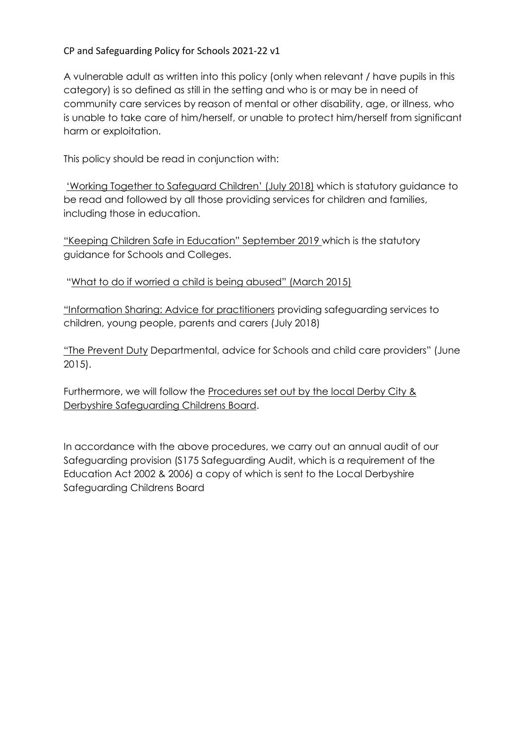A vulnerable adult as written into this policy (only when relevant / have pupils in this category) is so defined as still in the setting and who is or may be in need of community care services by reason of mental or other disability, age, or illness, who is unable to take care of him/herself, or unable to protect him/herself from significant harm or exploitation.

This policy should be read in conjunction with:

'Working Together to Safeguard Children' (July 2018) which is statutory guidance to be read and followed by all those providing services for children and families, including those in education.

"Keeping Children Safe in Education" September 2019 which is the statutory guidance for Schools and Colleges.

"What to do if worried a child is being abused" (March 2015)

"Information Sharing: Advice for practitioners providing safeguarding services to children, young people, parents and carers (July 2018)

"The Prevent Duty Departmental, advice for Schools and child care providers" (June 2015).

Furthermore, we will follow the Procedures set out by the local Derby City & Derbyshire Safeguarding Childrens Board.

In accordance with the above procedures, we carry out an annual audit of our Safeguarding provision (S175 Safeguarding Audit, which is a requirement of the Education Act 2002 & 2006) a copy of which is sent to the Local Derbyshire Safeguarding Childrens Board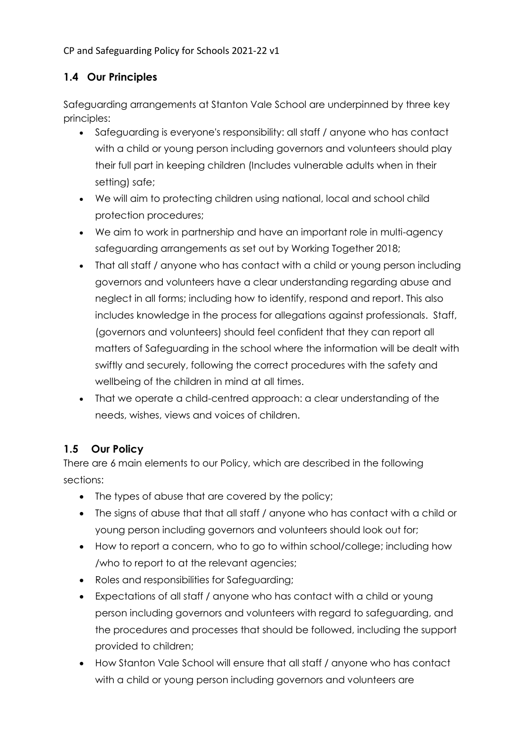## 1.4 Our Principles

Safeguarding arrangements at Stanton Vale School are underpinned by three key principles:

- Safeguarding is everyone's responsibility: all staff / anyone who has contact with a child or young person including governors and volunteers should play their full part in keeping children (Includes vulnerable adults when in their setting) safe;
- We will aim to protecting children using national, local and school child protection procedures;
- We aim to work in partnership and have an important role in multi-agency safeguarding arrangements as set out by Working Together 2018;
- That all staff / anyone who has contact with a child or young person including governors and volunteers have a clear understanding regarding abuse and neglect in all forms; including how to identify, respond and report. This also includes knowledge in the process for allegations against professionals. Staff, (governors and volunteers) should feel confident that they can report all matters of Safeguarding in the school where the information will be dealt with swiftly and securely, following the correct procedures with the safety and wellbeing of the children in mind at all times.
- That we operate a child-centred approach: a clear understanding of the needs, wishes, views and voices of children.

## 1.5 Our Policy

There are 6 main elements to our Policy, which are described in the following sections:

- The types of abuse that are covered by the policy;
- The signs of abuse that that all staff / anyone who has contact with a child or young person including governors and volunteers should look out for;
- How to report a concern, who to go to within school/college; including how /who to report to at the relevant agencies;
- Roles and responsibilities for Safeguarding;
- Expectations of all staff / anyone who has contact with a child or young person including governors and volunteers with regard to safeguarding, and the procedures and processes that should be followed, including the support provided to children;
- How Stanton Vale School will ensure that all staff / anyone who has contact with a child or young person including governors and volunteers are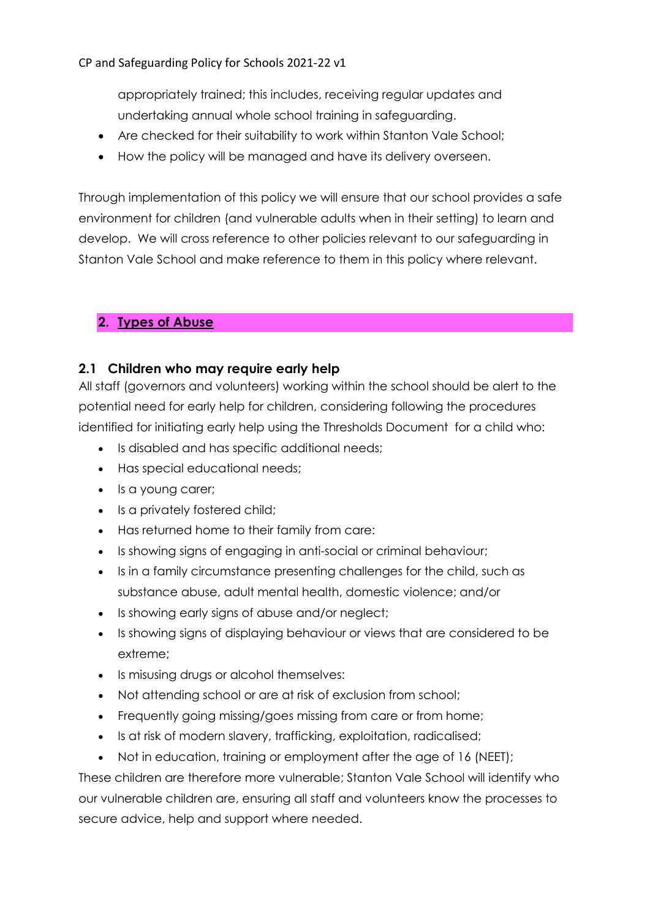appropriately trained; this includes, receiving regular updates and undertaking annual whole school training in safeguarding.

- Are checked for their suitability to work within Stanton Vale School;
- How the policy will be managed and have its delivery overseen.

Through implementation of this policy we will ensure that our school provides a safe environment for children (and vulnerable adults when in their setting) to learn and develop. We will cross reference to other policies relevant to our safeguarding in Stanton Vale School and make reference to them in this policy where relevant.

## 2. <u>Types of Abuse</u>

### 2.1 Children who may require early help

All staff (governors and volunteers) working within the school should be alert to the potential need for early help for children, considering following the procedures identified for initiating early help using the Thresholds Document for a child who:

- Is disabled and has specific additional needs;
- Has special educational needs;
- Is a young carer;
- Is a privately fostered child;
- Has returned home to their family from care:
- Is showing signs of engaging in anti-social or criminal behaviour;
- Is in a family circumstance presenting challenges for the child, such as substance abuse, adult mental health, domestic violence; and/or
- Is showing early signs of abuse and/or neglect;
- Is showing signs of displaying behaviour or views that are considered to be extreme;
- Is misusing drugs or alcohol themselves:
- Not attending school or are at risk of exclusion from school;
- Frequently going missing/goes missing from care or from home;
- Is at risk of modern slavery, trafficking, exploitation, radicalised;
- Not in education, training or employment after the age of 16 (NEET);

These children are therefore more vulnerable; Stanton Vale School will identify who our vulnerable children are, ensuring all staff and volunteers know the processes to secure advice, help and support where needed.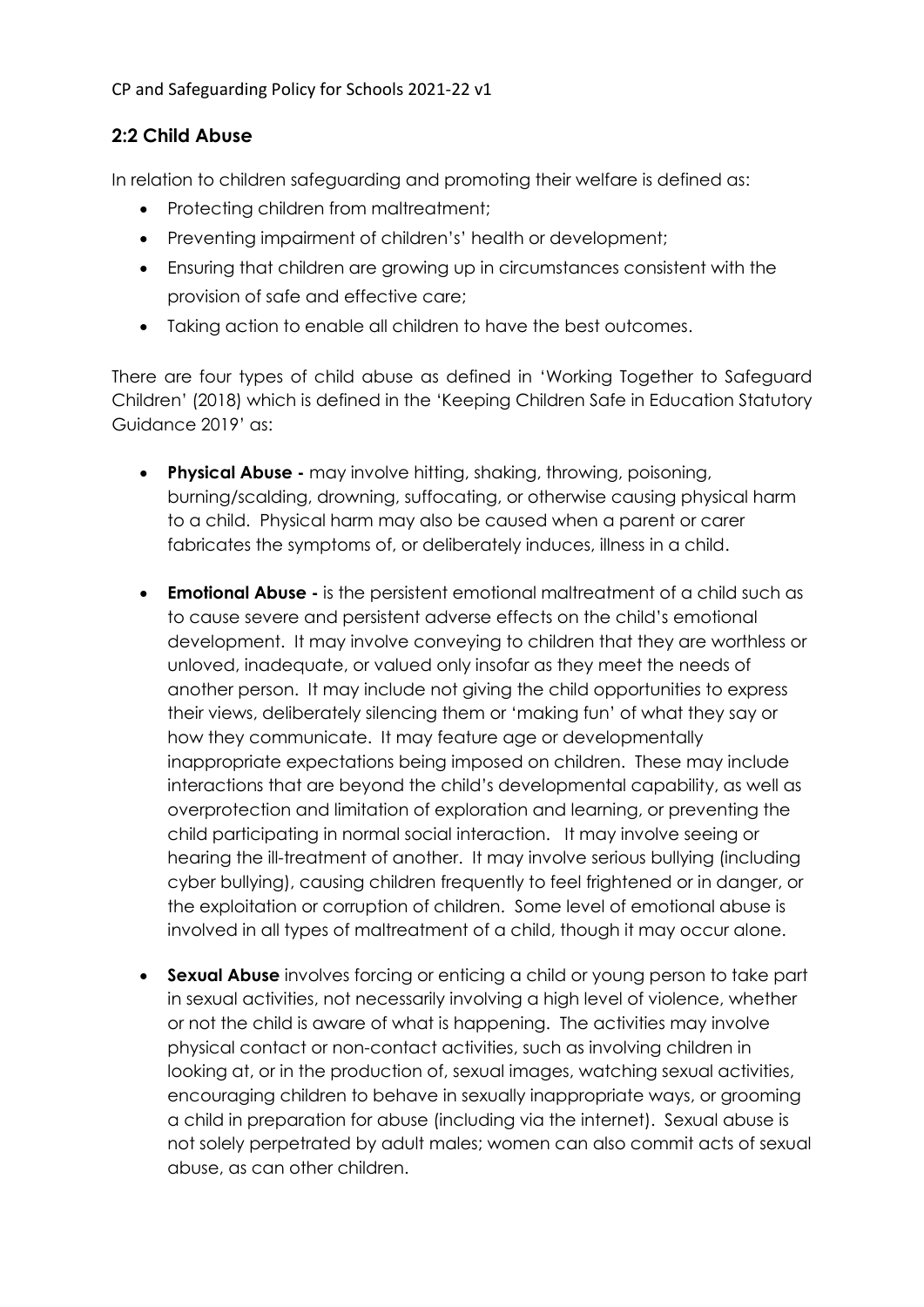## 2:2 Child Abuse

In relation to children safeguarding and promoting their welfare is defined as:

- Protecting children from maltreatment;
- Preventing impairment of children's' health or development;
- Ensuring that children are growing up in circumstances consistent with the provision of safe and effective care;
- Taking action to enable all children to have the best outcomes.

There are four types of child abuse as defined in 'Working Together to Safeguard Children' (2018) which is defined in the 'Keeping Children Safe in Education Statutory Guidance 2019' as:

- **Physical Abuse -** may involve hitting, shaking, throwing, poisoning, burning/scalding, drowning, suffocating, or otherwise causing physical harm to a child. Physical harm may also be caused when a parent or carer fabricates the symptoms of, or deliberately induces, illness in a child.

- **Emotional Abuse -** is the persistent emotional maltreatment of a child such as to cause severe and persistent adverse effects on the child's emotional development. It may involve conveying to children that they are worthless or unloved, inadequate, or valued only insofar as they meet the needs of another person. It may include not giving the child opportunities to express their views, deliberately silencing them or 'making fun' of what they say or how they communicate. It may feature age or developmentally inappropriate expectations being imposed on children. These may include interactions that are beyond the child's developmental capability, as well as overprotection and limitation of exploration and learning, or preventing the child participating in normal social interaction. It may involve seeing or hearing the ill-treatment of another. It may involve serious bullying (including cyber bullying), causing children frequently to feel frightened or in danger, or the exploitation or corruption of children. Some level of emotional abuse is involved in all types of maltreatment of a child, though it may occur alone.

- **Sexual Abuse** involves forcing or enticing a child or young person to take part in sexual activities, not necessarily involving a high level of violence, whether or not the child is aware of what is happening. The activities may involve physical contact or non-contact activities, such as involving children in looking at, or in the production of, sexual images, watching sexual activities, encouraging children to behave in sexually inappropriate ways, or grooming a child in preparation for abuse (including via the internet). Sexual abuse is not solely perpetrated by adult males; women can also commit acts of sexual abuse, as can other children.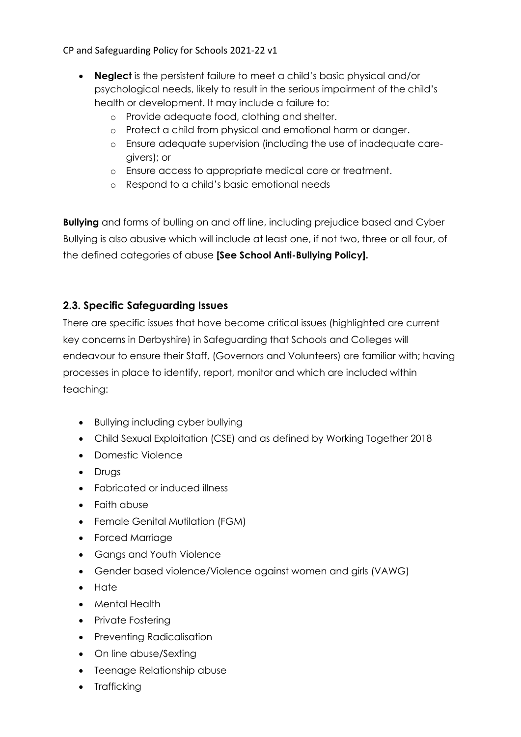- **Neglect** is the persistent failure to meet a child's basic physical and/or psychological needs, likely to result in the serious impairment of the child's health or development. It may include a failure to:
    - Provide adequate food, clothing and shelter.
    - Protect a child from physical and emotional harm or danger.
    - Ensure adequate supervision (including the use of inadequate care-givers); or
    - Ensure access to appropriate medical care or treatment.
    - Respond to a child's basic emotional needs

**Bullying** and forms of bulling on and off line, including prejudice based and Cyber Bullying is also abusive which will include at least one, if not two, three or all four, of the defined categories of abuse **[See School Anti-Bullying Policy].**

### 2.3. Specific Safeguarding Issues

There are specific issues that have become critical issues (highlighted are current key concerns in Derbyshire) in Safeguarding that Schools and Colleges will endeavour to ensure their Staff, (Governors and Volunteers) are familiar with; having processes in place to identify, report, monitor and which are included within teaching:

- Bullying including cyber bullying
- Child Sexual Exploitation (CSE) and as defined by Working Together 2018
- Domestic Violence
- Drugs
- Fabricated or induced illness
- Faith abuse
- Female Genital Mutilation (FGM)
- Forced Marriage
- Gangs and Youth Violence
- Gender based violence/Violence against women and girls (VAWG)
- Hate
- Mental Health
- Private Fostering
- Preventing Radicalisation
- On line abuse/Sexting
- Teenage Relationship abuse
- Trafficking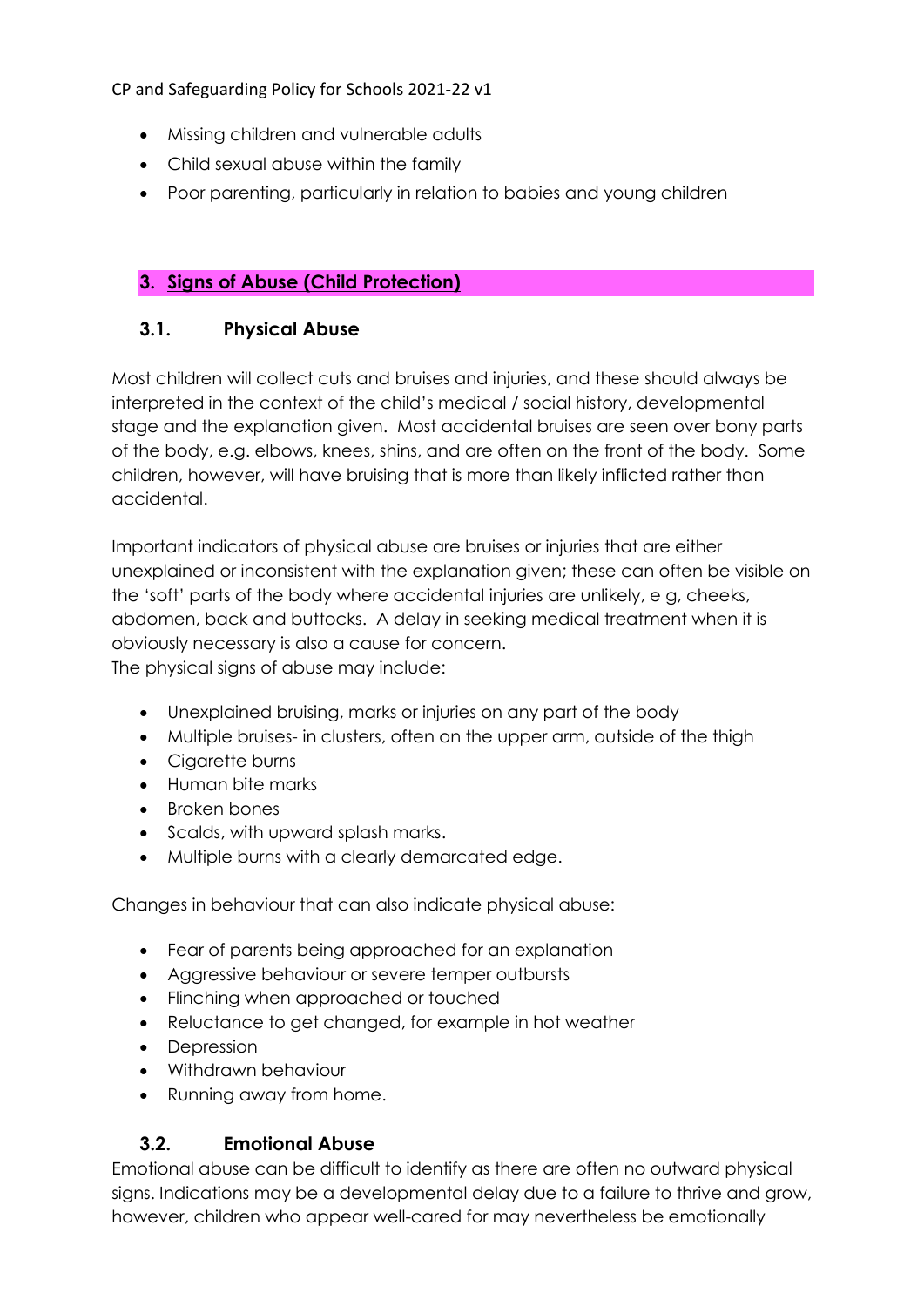- Missing children and vulnerable adults
- Child sexual abuse within the family
- Poor parenting, particularly in relation to babies and young children

## 3. Signs of Abuse (Child Protection)

### 3.1. Physical Abuse

Most children will collect cuts and bruises and injuries, and these should always be interpreted in the context of the child's medical / social history, developmental stage and the explanation given. Most accidental bruises are seen over bony parts of the body, e.g. elbows, knees, shins, and are often on the front of the body. Some children, however, will have bruising that is more than likely inflicted rather than accidental.

Important indicators of physical abuse are bruises or injuries that are either unexplained or inconsistent with the explanation given; these can often be visible on the 'soft' parts of the body where accidental injuries are unlikely, e g, cheeks, abdomen, back and buttocks. A delay in seeking medical treatment when it is obviously necessary is also a cause for concern.
The physical signs of abuse may include:

- Unexplained bruising, marks or injuries on any part of the body
- Multiple bruises- in clusters, often on the upper arm, outside of the thigh
- Cigarette burns
- Human bite marks
- Broken bones
- Scalds, with upward splash marks.
- Multiple burns with a clearly demarcated edge.

Changes in behaviour that can also indicate physical abuse:

- Fear of parents being approached for an explanation
- Aggressive behaviour or severe temper outbursts
- Flinching when approached or touched
- Reluctance to get changed, for example in hot weather
- Depression
- Withdrawn behaviour
- Running away from home.

### 3.2. Emotional Abuse

Emotional abuse can be difficult to identify as there are often no outward physical signs. Indications may be a developmental delay due to a failure to thrive and grow, however, children who appear well-cared for may nevertheless be emotionally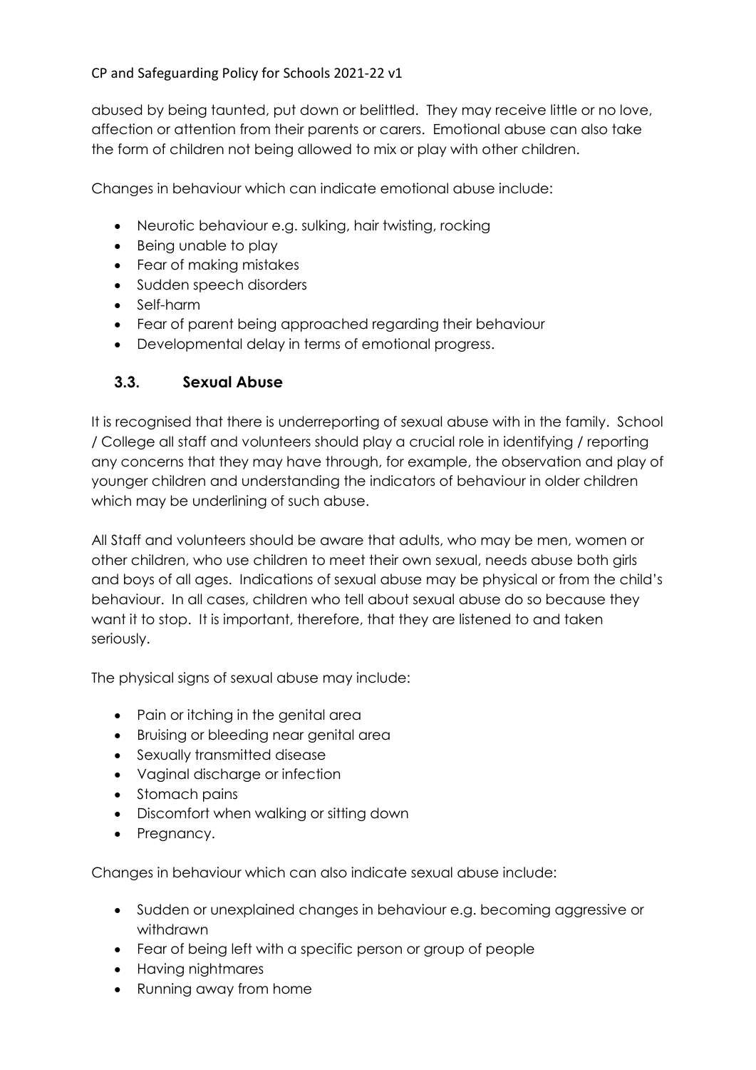abused by being taunted, put down or belittled. They may receive little or no love, affection or attention from their parents or carers. Emotional abuse can also take the form of children not being allowed to mix or play with other children.

Changes in behaviour which can indicate emotional abuse include:

- Neurotic behaviour e.g. sulking, hair twisting, rocking
- Being unable to play
- Fear of making mistakes
- Sudden speech disorders
- Self-harm
- Fear of parent being approached regarding their behaviour
- Developmental delay in terms of emotional progress.

### 3.3. Sexual Abuse

It is recognised that there is underreporting of sexual abuse with in the family. School / College all staff and volunteers should play a crucial role in identifying / reporting any concerns that they may have through, for example, the observation and play of younger children and understanding the indicators of behaviour in older children which may be underlining of such abuse.

All Staff and volunteers should be aware that adults, who may be men, women or other children, who use children to meet their own sexual, needs abuse both girls and boys of all ages. Indications of sexual abuse may be physical or from the child's behaviour. In all cases, children who tell about sexual abuse do so because they want it to stop. It is important, therefore, that they are listened to and taken seriously.

The physical signs of sexual abuse may include:

- Pain or itching in the genital area
- Bruising or bleeding near genital area
- Sexually transmitted disease
- Vaginal discharge or infection
- Stomach pains
- Discomfort when walking or sitting down
- Pregnancy.

Changes in behaviour which can also indicate sexual abuse include:

- Sudden or unexplained changes in behaviour e.g. becoming aggressive or withdrawn
- Fear of being left with a specific person or group of people
- Having nightmares
- Running away from home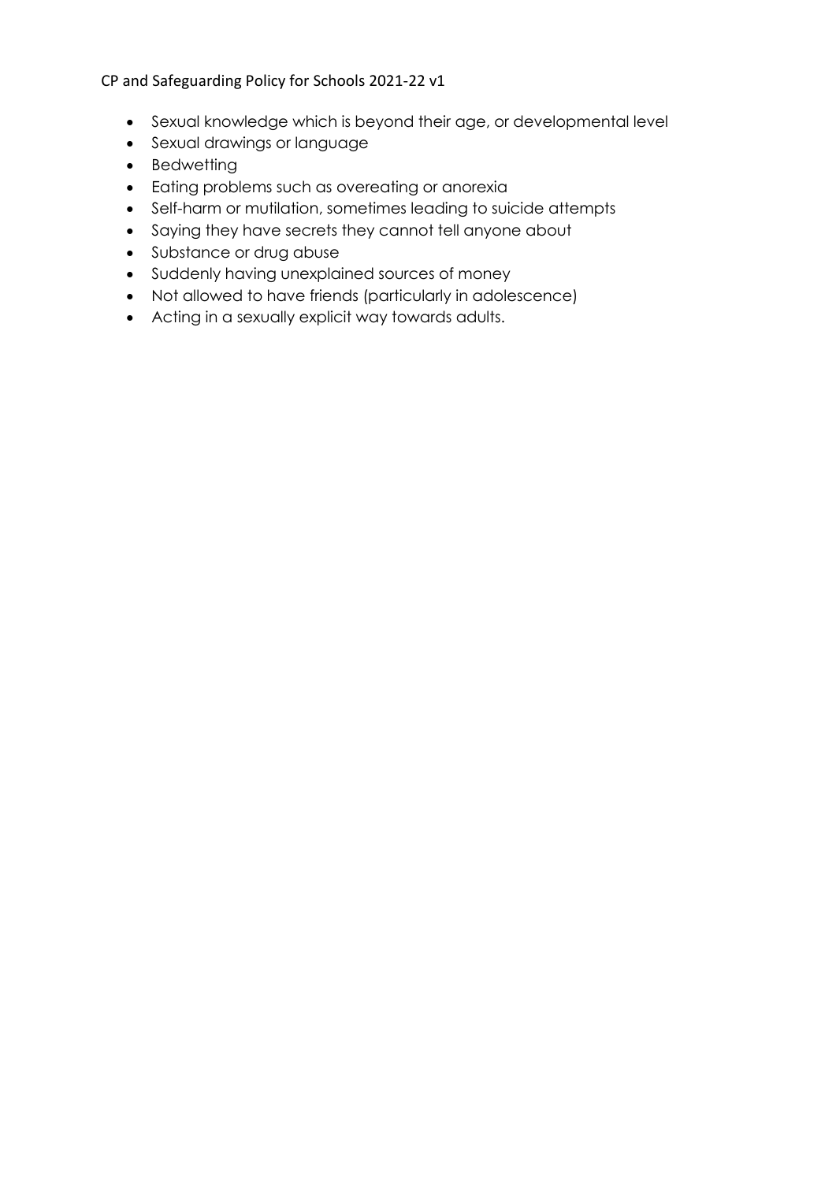- Sexual knowledge which is beyond their age, or developmental level
- Sexual drawings or language
- Bedwetting
- Eating problems such as overeating or anorexia
- Self-harm or mutilation, sometimes leading to suicide attempts
- Saying they have secrets they cannot tell anyone about
- Substance or drug abuse
- Suddenly having unexplained sources of money
- Not allowed to have friends (particularly in adolescence)
- Acting in a sexually explicit way towards adults.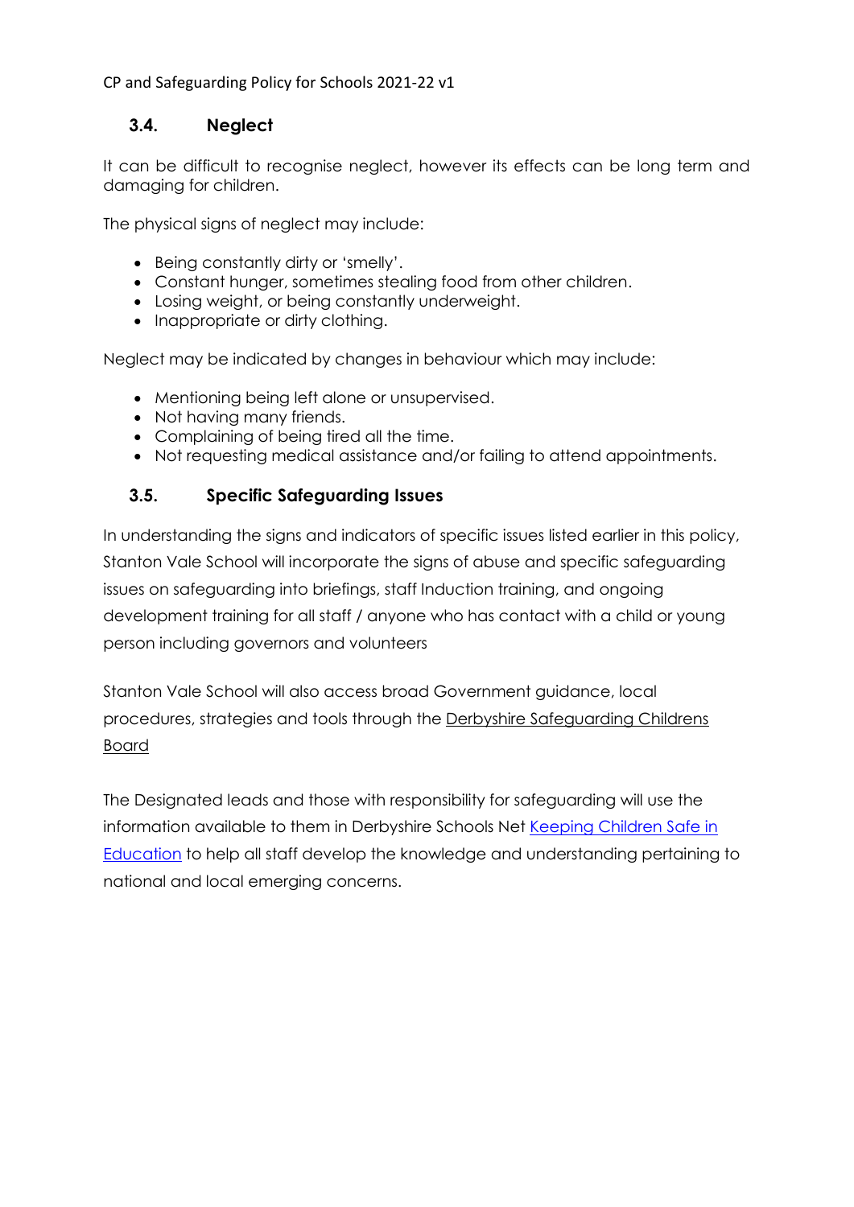### 3.4. Neglect

It can be difficult to recognise neglect, however its effects can be long term and damaging for children.

The physical signs of neglect may include:

- Being constantly dirty or 'smelly'.
- Constant hunger, sometimes stealing food from other children.
- Losing weight, or being constantly underweight.
- Inappropriate or dirty clothing.

Neglect may be indicated by changes in behaviour which may include:

- Mentioning being left alone or unsupervised.
- Not having many friends.
- Complaining of being tired all the time.
- Not requesting medical assistance and/or failing to attend appointments.

### 3.5. Specific Safeguarding Issues

In understanding the signs and indicators of specific issues listed earlier in this policy, Stanton Vale School will incorporate the signs of abuse and specific safeguarding issues on safeguarding into briefings, staff Induction training, and ongoing development training for all staff / anyone who has contact with a child or young person including governors and volunteers

Stanton Vale School will also access broad Government guidance, local procedures, strategies and tools through the Derbyshire Safeguarding Childrens Board

The Designated leads and those with responsibility for safeguarding will use the information available to them in Derbyshire Schools Net Keeping Children Safe in Education to help all staff develop the knowledge and understanding pertaining to national and local emerging concerns.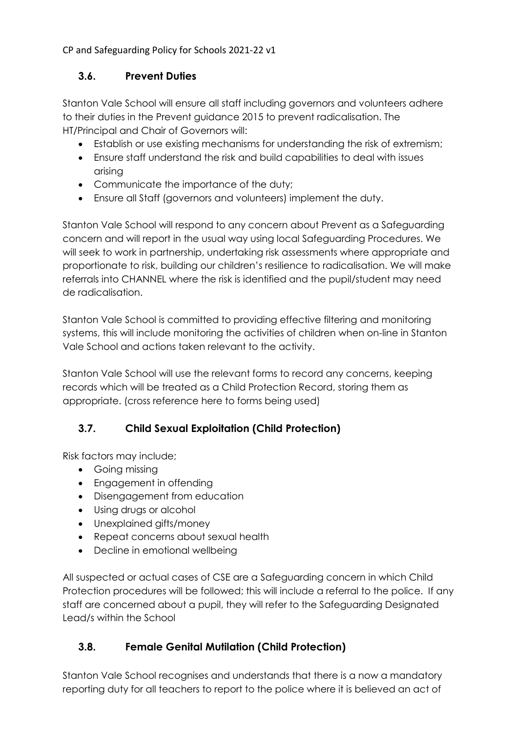### 3.6. Prevent Duties

Stanton Vale School will ensure all staff including governors and volunteers adhere to their duties in the Prevent guidance 2015 to prevent radicalisation. The HT/Principal and Chair of Governors will:

- Establish or use existing mechanisms for understanding the risk of extremism;
- Ensure staff understand the risk and build capabilities to deal with issues arising
- Communicate the importance of the duty;
- Ensure all Staff (governors and volunteers) implement the duty.

Stanton Vale School will respond to any concern about Prevent as a Safeguarding concern and will report in the usual way using local Safeguarding Procedures. We will seek to work in partnership, undertaking risk assessments where appropriate and proportionate to risk, building our children's resilience to radicalisation. We will make referrals into CHANNEL where the risk is identified and the pupil/student may need de radicalisation.

Stanton Vale School is committed to providing effective filtering and monitoring systems, this will include monitoring the activities of children when on-line in Stanton Vale School and actions taken relevant to the activity.

Stanton Vale School will use the relevant forms to record any concerns, keeping records which will be treated as a Child Protection Record, storing them as appropriate. (cross reference here to forms being used)

### 3.7. Child Sexual Exploitation (Child Protection)

Risk factors may include;

- Going missing
- Engagement in offending
- Disengagement from education
- Using drugs or alcohol
- Unexplained gifts/money
- Repeat concerns about sexual health
- Decline in emotional wellbeing

All suspected or actual cases of CSE are a Safeguarding concern in which Child Protection procedures will be followed; this will include a referral to the police. If any staff are concerned about a pupil, they will refer to the Safeguarding Designated Lead/s within the School

### 3.8. Female Genital Mutilation (Child Protection)

Stanton Vale School recognises and understands that there is a now a mandatory reporting duty for all teachers to report to the police where it is believed an act of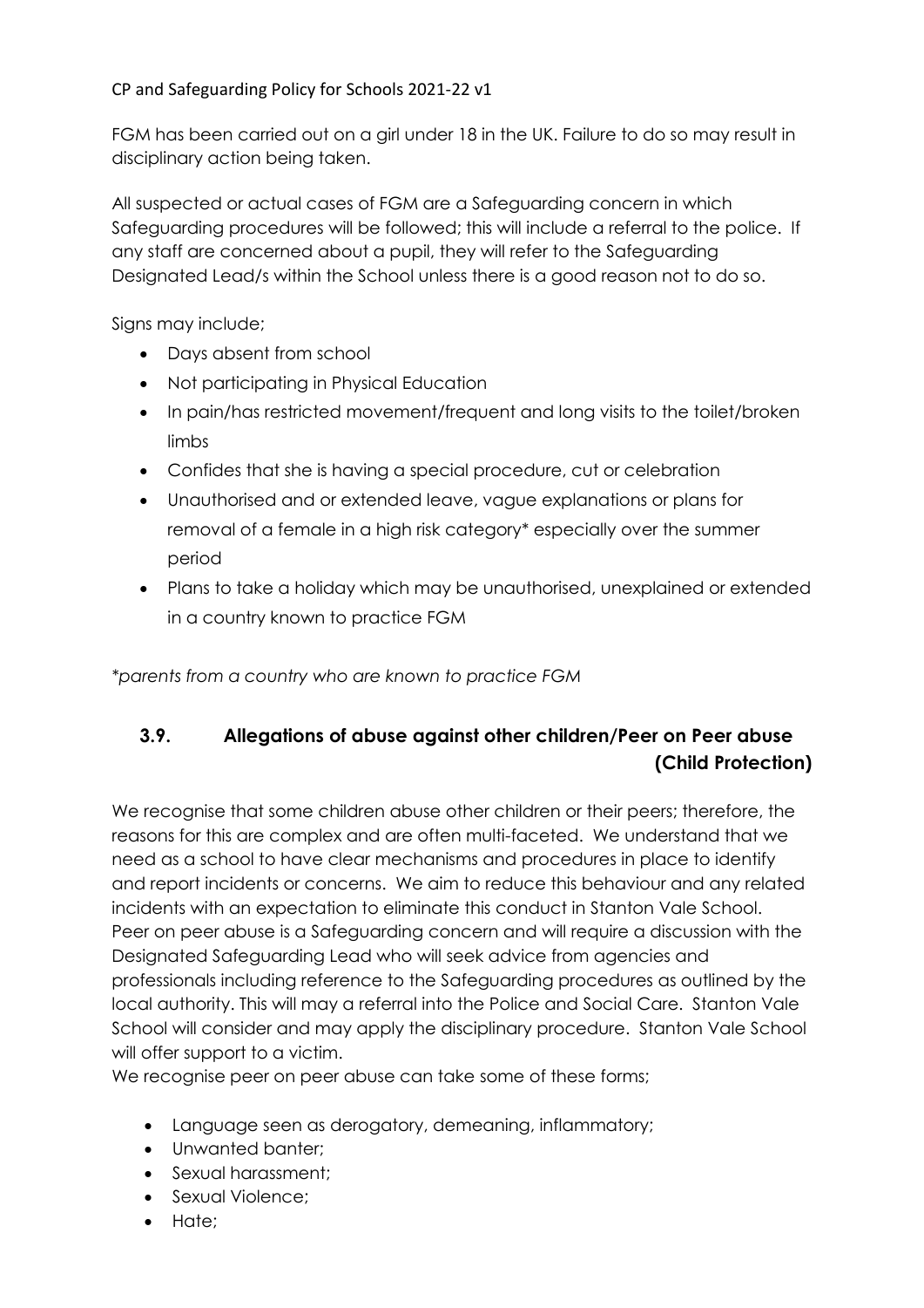FGM has been carried out on a girl under 18 in the UK. Failure to do so may result in disciplinary action being taken.

All suspected or actual cases of FGM are a Safeguarding concern in which Safeguarding procedures will be followed; this will include a referral to the police. If any staff are concerned about a pupil, they will refer to the Safeguarding Designated Lead/s within the School unless there is a good reason not to do so.

Signs may include;

- Days absent from school
- Not participating in Physical Education
- In pain/has restricted movement/frequent and long visits to the toilet/broken limbs
- Confides that she is having a special procedure, cut or celebration
- Unauthorised and or extended leave, vague explanations or plans for removal of a female in a high risk category* especially over the summer period
- Plans to take a holiday which may be unauthorised, unexplained or extended in a country known to practice FGM

*\*parents from a country who are known to practice FGM*

### 3.9. Allegations of abuse against other children/Peer on Peer abuse (Child Protection)

We recognise that some children abuse other children or their peers; therefore, the reasons for this are complex and are often multi-faceted. We understand that we need as a school to have clear mechanisms and procedures in place to identify and report incidents or concerns. We aim to reduce this behaviour and any related incidents with an expectation to eliminate this conduct in Stanton Vale School. Peer on peer abuse is a Safeguarding concern and will require a discussion with the Designated Safeguarding Lead who will seek advice from agencies and professionals including reference to the Safeguarding procedures as outlined by the local authority. This will may a referral into the Police and Social Care. Stanton Vale School will consider and may apply the disciplinary procedure. Stanton Vale School will offer support to a victim.
We recognise peer on peer abuse can take some of these forms;

- Language seen as derogatory, demeaning, inflammatory;
- Unwanted banter;
- Sexual harassment;
- Sexual Violence;
- Hate;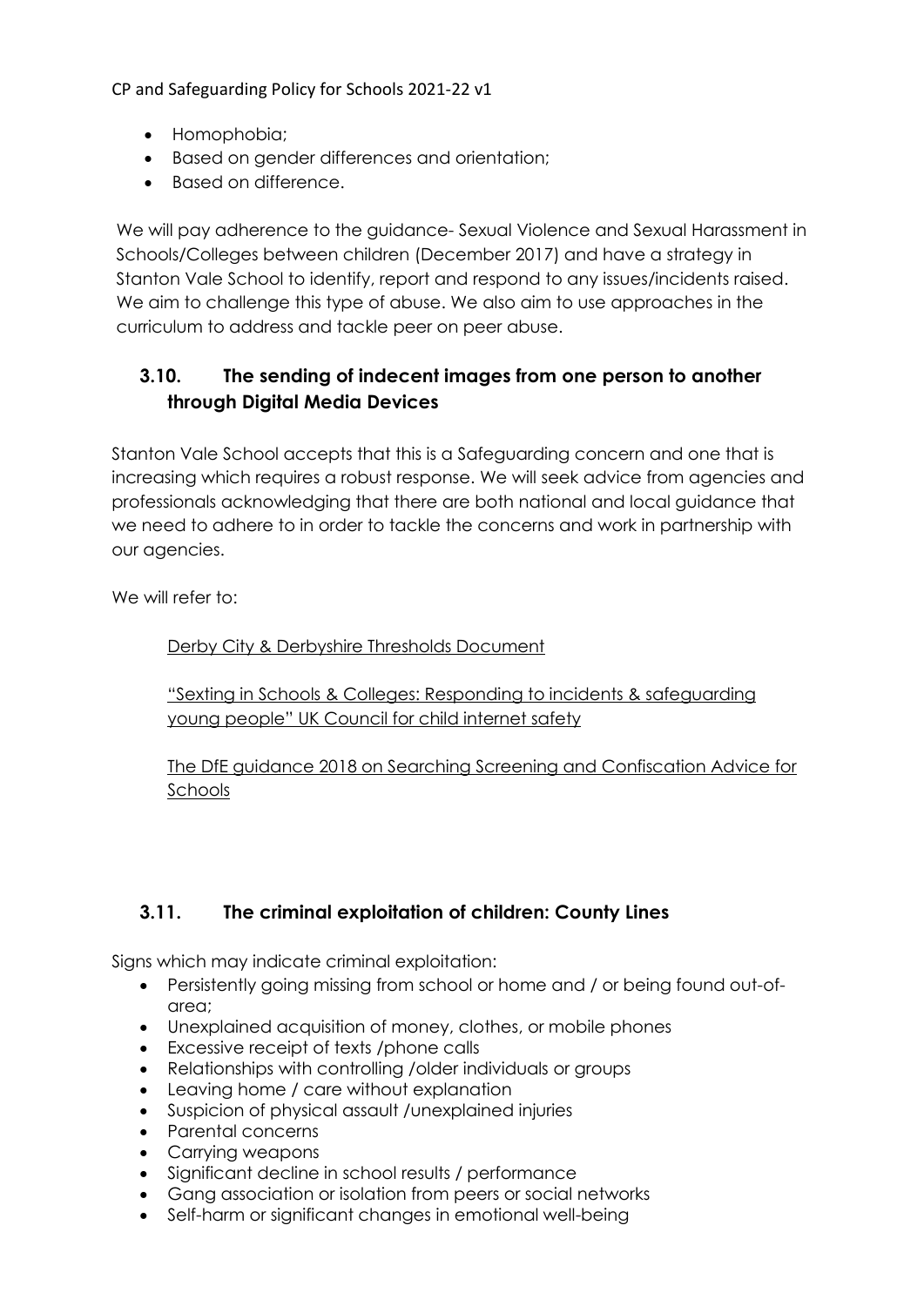- Homophobia;
- Based on gender differences and orientation;
- Based on difference.

We will pay adherence to the guidance- Sexual Violence and Sexual Harassment in Schools/Colleges between children (December 2017) and have a strategy in Stanton Vale School to identify, report and respond to any issues/incidents raised. We aim to challenge this type of abuse. We also aim to use approaches in the curriculum to address and tackle peer on peer abuse.

### 3.10. The sending of indecent images from one person to another through Digital Media Devices

Stanton Vale School accepts that this is a Safeguarding concern and one that is increasing which requires a robust response. We will seek advice from agencies and professionals acknowledging that there are both national and local guidance that we need to adhere to in order to tackle the concerns and work in partnership with our agencies.

We will refer to:

Derby City & Derbyshire Thresholds Document

"Sexting in Schools & Colleges: Responding to incidents & safeguarding young people" UK Council for child internet safety

The DfE guidance 2018 on Searching Screening and Confiscation Advice for Schools

### 3.11. The criminal exploitation of children: County Lines

Signs which may indicate criminal exploitation:

- Persistently going missing from school or home and / or being found out-of-area;
- Unexplained acquisition of money, clothes, or mobile phones
- Excessive receipt of texts /phone calls
- Relationships with controlling /older individuals or groups
- Leaving home / care without explanation
- Suspicion of physical assault /unexplained injuries
- Parental concerns
- Carrying weapons
- Significant decline in school results / performance
- Gang association or isolation from peers or social networks
- Self-harm or significant changes in emotional well-being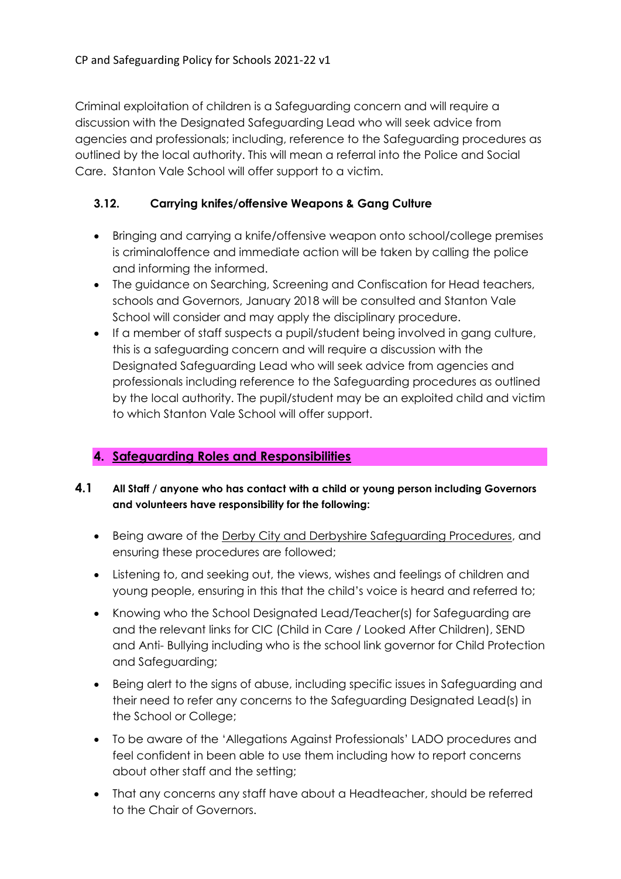Criminal exploitation of children is a Safeguarding concern and will require a discussion with the Designated Safeguarding Lead who will seek advice from agencies and professionals; including, reference to the Safeguarding procedures as outlined by the local authority. This will mean a referral into the Police and Social Care. Stanton Vale School will offer support to a victim.

### 3.12. Carrying knifes/offensive Weapons & Gang Culture

- Bringing and carrying a knife/offensive weapon onto school/college premises is criminaloffence and immediate action will be taken by calling the police and informing the informed.
- The guidance on Searching, Screening and Confiscation for Head teachers, schools and Governors, January 2018 will be consulted and Stanton Vale School will consider and may apply the disciplinary procedure.
- If a member of staff suspects a pupil/student being involved in gang culture, this is a safeguarding concern and will require a discussion with the Designated Safeguarding Lead who will seek advice from agencies and professionals including reference to the Safeguarding procedures as outlined by the local authority. The pupil/student may be an exploited child and victim to which Stanton Vale School will offer support.

## 4. Safeguarding Roles and Responsibilities

**4.1 All Staff / anyone who has contact with a child or young person including Governors and volunteers have responsibility for the following:**

- Being aware of the Derby City and Derbyshire Safeguarding Procedures, and ensuring these procedures are followed;
- Listening to, and seeking out, the views, wishes and feelings of children and young people, ensuring in this that the child's voice is heard and referred to;
- Knowing who the School Designated Lead/Teacher(s) for Safeguarding are and the relevant links for CIC (Child in Care / Looked After Children), SEND and Anti- Bullying including who is the school link governor for Child Protection and Safeguarding;
- Being alert to the signs of abuse, including specific issues in Safeguarding and their need to refer any concerns to the Safeguarding Designated Lead(s) in the School or College;
- To be aware of the 'Allegations Against Professionals' LADO procedures and feel confident in been able to use them including how to report concerns about other staff and the setting;
- That any concerns any staff have about a Headteacher, should be referred to the Chair of Governors.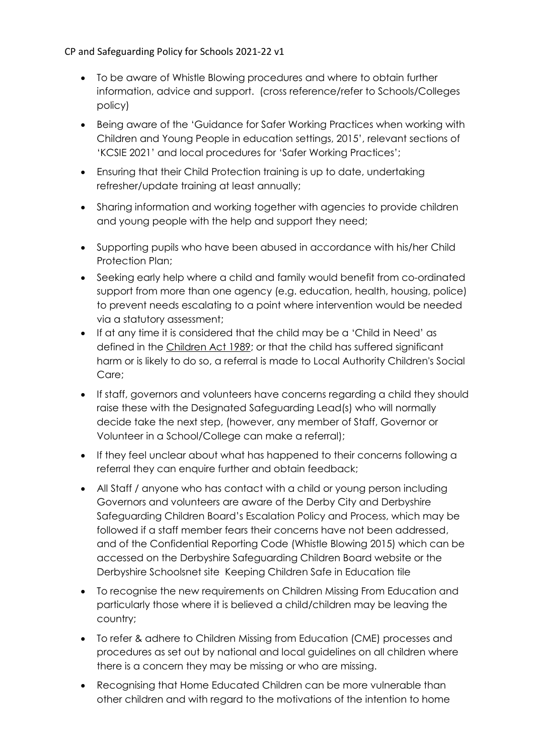- To be aware of Whistle Blowing procedures and where to obtain further information, advice and support. (cross reference/refer to Schools/Colleges policy)
- Being aware of the 'Guidance for Safer Working Practices when working with Children and Young People in education settings, 2015', relevant sections of 'KCSIE 2021' and local procedures for 'Safer Working Practices';
- Ensuring that their Child Protection training is up to date, undertaking refresher/update training at least annually;
- Sharing information and working together with agencies to provide children and young people with the help and support they need;
- Supporting pupils who have been abused in accordance with his/her Child Protection Plan;
- Seeking early help where a child and family would benefit from co-ordinated support from more than one agency (e.g. education, health, housing, police) to prevent needs escalating to a point where intervention would be needed via a statutory assessment;
- If at any time it is considered that the child may be a 'Child in Need' as defined in the Children Act 1989; or that the child has suffered significant harm or is likely to do so, a referral is made to Local Authority Children's Social Care;
- If staff, governors and volunteers have concerns regarding a child they should raise these with the Designated Safeguarding Lead(s) who will normally decide take the next step, (however, any member of Staff, Governor or Volunteer in a School/College can make a referral);
- If they feel unclear about what has happened to their concerns following a referral they can enquire further and obtain feedback;
- All Staff / anyone who has contact with a child or young person including Governors and volunteers are aware of the Derby City and Derbyshire Safeguarding Children Board's Escalation Policy and Process, which may be followed if a staff member fears their concerns have not been addressed, and of the Confidential Reporting Code (Whistle Blowing 2015) which can be accessed on the Derbyshire Safeguarding Children Board website or the Derbyshire Schoolsnet site Keeping Children Safe in Education tile
- To recognise the new requirements on Children Missing From Education and particularly those where it is believed a child/children may be leaving the country;
- To refer & adhere to Children Missing from Education (CME) processes and procedures as set out by national and local guidelines on all children where there is a concern they may be missing or who are missing.
- Recognising that Home Educated Children can be more vulnerable than other children and with regard to the motivations of the intention to home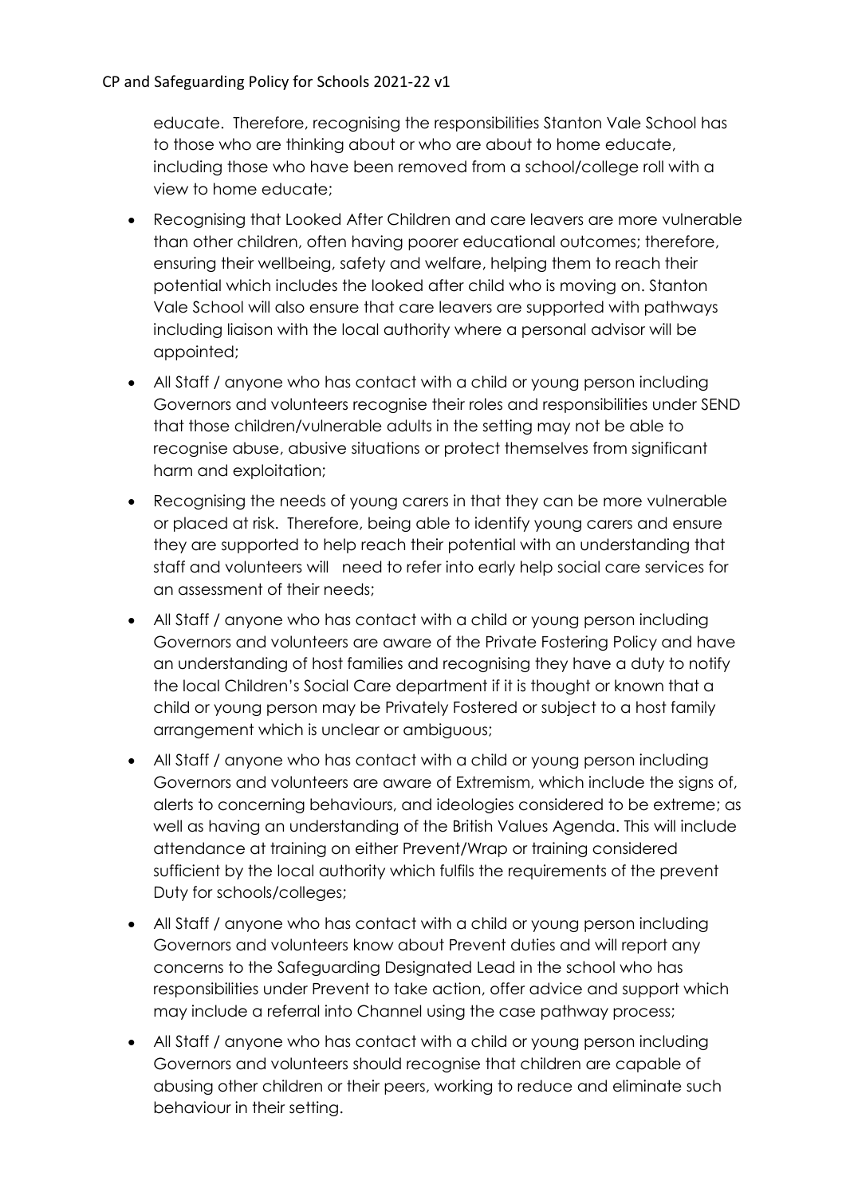educate. Therefore, recognising the responsibilities Stanton Vale School has to those who are thinking about or who are about to home educate, including those who have been removed from a school/college roll with a view to home educate;

- Recognising that Looked After Children and care leavers are more vulnerable than other children, often having poorer educational outcomes; therefore, ensuring their wellbeing, safety and welfare, helping them to reach their potential which includes the looked after child who is moving on. Stanton Vale School will also ensure that care leavers are supported with pathways including liaison with the local authority where a personal advisor will be appointed;
- All Staff / anyone who has contact with a child or young person including Governors and volunteers recognise their roles and responsibilities under SEND that those children/vulnerable adults in the setting may not be able to recognise abuse, abusive situations or protect themselves from significant harm and exploitation;
- Recognising the needs of young carers in that they can be more vulnerable or placed at risk. Therefore, being able to identify young carers and ensure they are supported to help reach their potential with an understanding that staff and volunteers will need to refer into early help social care services for an assessment of their needs;
- All Staff / anyone who has contact with a child or young person including Governors and volunteers are aware of the Private Fostering Policy and have an understanding of host families and recognising they have a duty to notify the local Children's Social Care department if it is thought or known that a child or young person may be Privately Fostered or subject to a host family arrangement which is unclear or ambiguous;
- All Staff / anyone who has contact with a child or young person including Governors and volunteers are aware of Extremism, which include the signs of, alerts to concerning behaviours, and ideologies considered to be extreme; as well as having an understanding of the British Values Agenda. This will include attendance at training on either Prevent/Wrap or training considered sufficient by the local authority which fulfils the requirements of the prevent Duty for schools/colleges;
- All Staff / anyone who has contact with a child or young person including Governors and volunteers know about Prevent duties and will report any concerns to the Safeguarding Designated Lead in the school who has responsibilities under Prevent to take action, offer advice and support which may include a referral into Channel using the case pathway process;
- All Staff / anyone who has contact with a child or young person including Governors and volunteers should recognise that children are capable of abusing other children or their peers, working to reduce and eliminate such behaviour in their setting.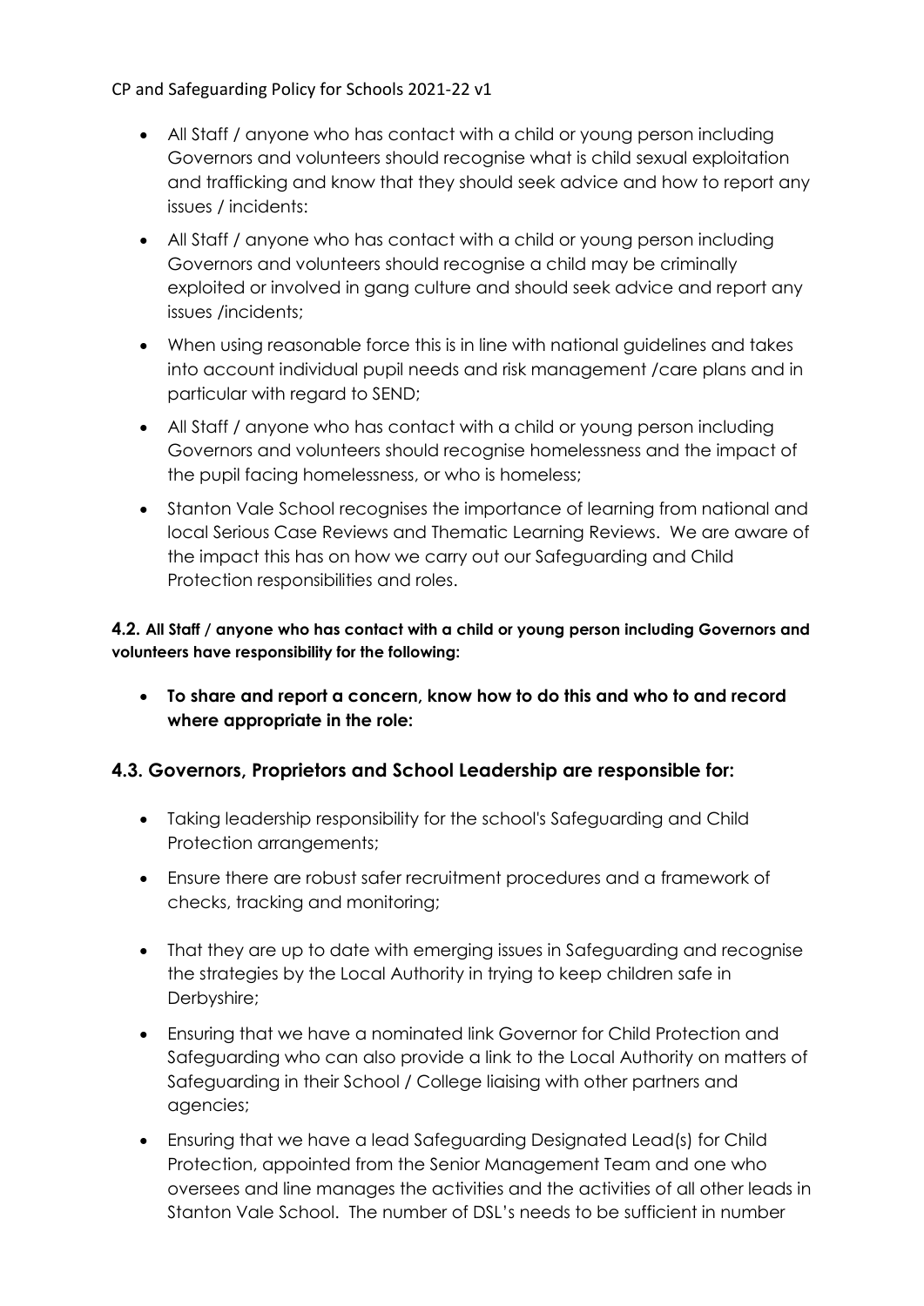- All Staff / anyone who has contact with a child or young person including Governors and volunteers should recognise what is child sexual exploitation and trafficking and know that they should seek advice and how to report any issues / incidents:
- All Staff / anyone who has contact with a child or young person including Governors and volunteers should recognise a child may be criminally exploited or involved in gang culture and should seek advice and report any issues /incidents;
- When using reasonable force this is in line with national guidelines and takes into account individual pupil needs and risk management /care plans and in particular with regard to SEND;
- All Staff / anyone who has contact with a child or young person including Governors and volunteers should recognise homelessness and the impact of the pupil facing homelessness, or who is homeless;
- Stanton Vale School recognises the importance of learning from national and local Serious Case Reviews and Thematic Learning Reviews. We are aware of the impact this has on how we carry out our Safeguarding and Child Protection responsibilities and roles.

**4.2. All Staff / anyone who has contact with a child or young person including Governors and volunteers have responsibility for the following:**

- **To share and report a concern, know how to do this and who to and record where appropriate in the role:**

## 4.3. Governors, Proprietors and School Leadership are responsible for:

- Taking leadership responsibility for the school's Safeguarding and Child Protection arrangements;
- Ensure there are robust safer recruitment procedures and a framework of checks, tracking and monitoring;
- That they are up to date with emerging issues in Safeguarding and recognise the strategies by the Local Authority in trying to keep children safe in Derbyshire;
- Ensuring that we have a nominated link Governor for Child Protection and Safeguarding who can also provide a link to the Local Authority on matters of Safeguarding in their School / College liaising with other partners and agencies;
- Ensuring that we have a lead Safeguarding Designated Lead(s) for Child Protection, appointed from the Senior Management Team and one who oversees and line manages the activities and the activities of all other leads in Stanton Vale School. The number of DSL's needs to be sufficient in number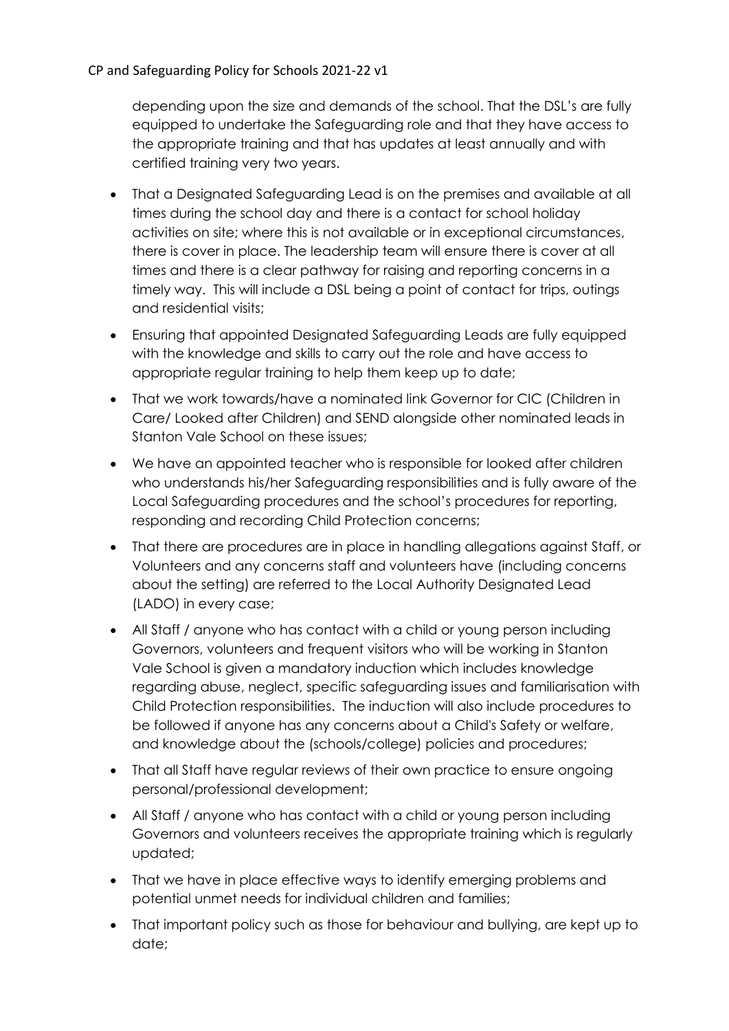depending upon the size and demands of the school. That the DSL's are fully equipped to undertake the Safeguarding role and that they have access to the appropriate training and that has updates at least annually and with certified training very two years.

- That a Designated Safeguarding Lead is on the premises and available at all times during the school day and there is a contact for school holiday activities on site; where this is not available or in exceptional circumstances, there is cover in place. The leadership team will ensure there is cover at all times and there is a clear pathway for raising and reporting concerns in a timely way. This will include a DSL being a point of contact for trips, outings and residential visits;
- Ensuring that appointed Designated Safeguarding Leads are fully equipped with the knowledge and skills to carry out the role and have access to appropriate regular training to help them keep up to date;
- That we work towards/have a nominated link Governor for CIC (Children in Care/ Looked after Children) and SEND alongside other nominated leads in Stanton Vale School on these issues;
- We have an appointed teacher who is responsible for looked after children who understands his/her Safeguarding responsibilities and is fully aware of the Local Safeguarding procedures and the school's procedures for reporting, responding and recording Child Protection concerns;
- That there are procedures are in place in handling allegations against Staff, or Volunteers and any concerns staff and volunteers have (including concerns about the setting) are referred to the Local Authority Designated Lead (LADO) in every case;
- All Staff / anyone who has contact with a child or young person including Governors, volunteers and frequent visitors who will be working in Stanton Vale School is given a mandatory induction which includes knowledge regarding abuse, neglect, specific safeguarding issues and familiarisation with Child Protection responsibilities. The induction will also include procedures to be followed if anyone has any concerns about a Child's Safety or welfare, and knowledge about the (schools/college) policies and procedures;
- That all Staff have regular reviews of their own practice to ensure ongoing personal/professional development;
- All Staff / anyone who has contact with a child or young person including Governors and volunteers receives the appropriate training which is regularly updated;
- That we have in place effective ways to identify emerging problems and potential unmet needs for individual children and families;
- That important policy such as those for behaviour and bullying, are kept up to date;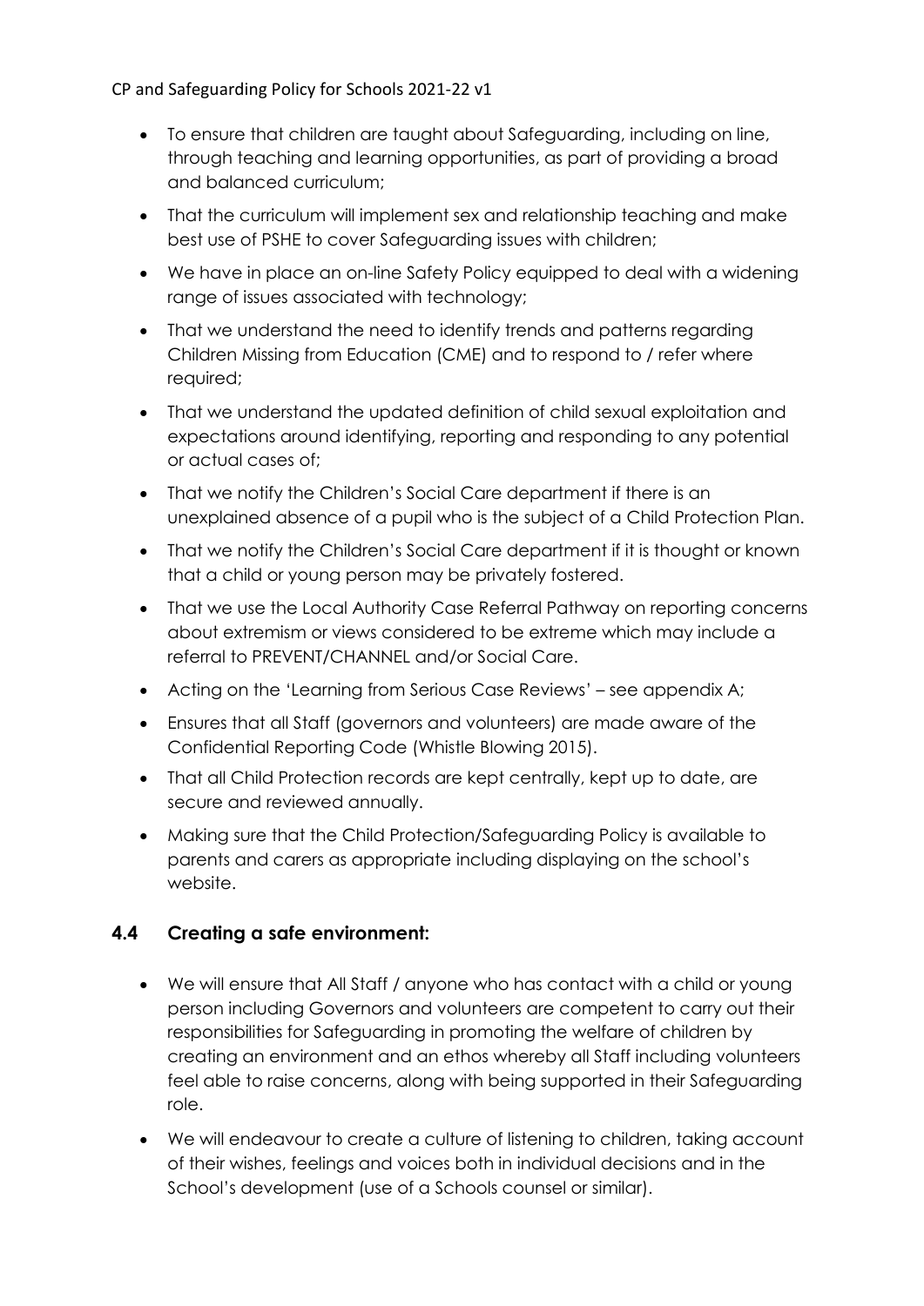- To ensure that children are taught about Safeguarding, including on line, through teaching and learning opportunities, as part of providing a broad and balanced curriculum;
- That the curriculum will implement sex and relationship teaching and make best use of PSHE to cover Safeguarding issues with children;
- We have in place an on-line Safety Policy equipped to deal with a widening range of issues associated with technology;
- That we understand the need to identify trends and patterns regarding Children Missing from Education (CME) and to respond to / refer where required;
- That we understand the updated definition of child sexual exploitation and expectations around identifying, reporting and responding to any potential or actual cases of;
- That we notify the Children's Social Care department if there is an unexplained absence of a pupil who is the subject of a Child Protection Plan.
- That we notify the Children's Social Care department if it is thought or known that a child or young person may be privately fostered.
- That we use the Local Authority Case Referral Pathway on reporting concerns about extremism or views considered to be extreme which may include a referral to PREVENT/CHANNEL and/or Social Care.
- Acting on the 'Learning from Serious Case Reviews' – see appendix A;
- Ensures that all Staff (governors and volunteers) are made aware of the Confidential Reporting Code (Whistle Blowing 2015).
- That all Child Protection records are kept centrally, kept up to date, are secure and reviewed annually.
- Making sure that the Child Protection/Safeguarding Policy is available to parents and carers as appropriate including displaying on the school's website.

### 4.4 Creating a safe environment:

- We will ensure that All Staff / anyone who has contact with a child or young person including Governors and volunteers are competent to carry out their responsibilities for Safeguarding in promoting the welfare of children by creating an environment and an ethos whereby all Staff including volunteers feel able to raise concerns, along with being supported in their Safeguarding role.
- We will endeavour to create a culture of listening to children, taking account of their wishes, feelings and voices both in individual decisions and in the School's development (use of a Schools counsel or similar).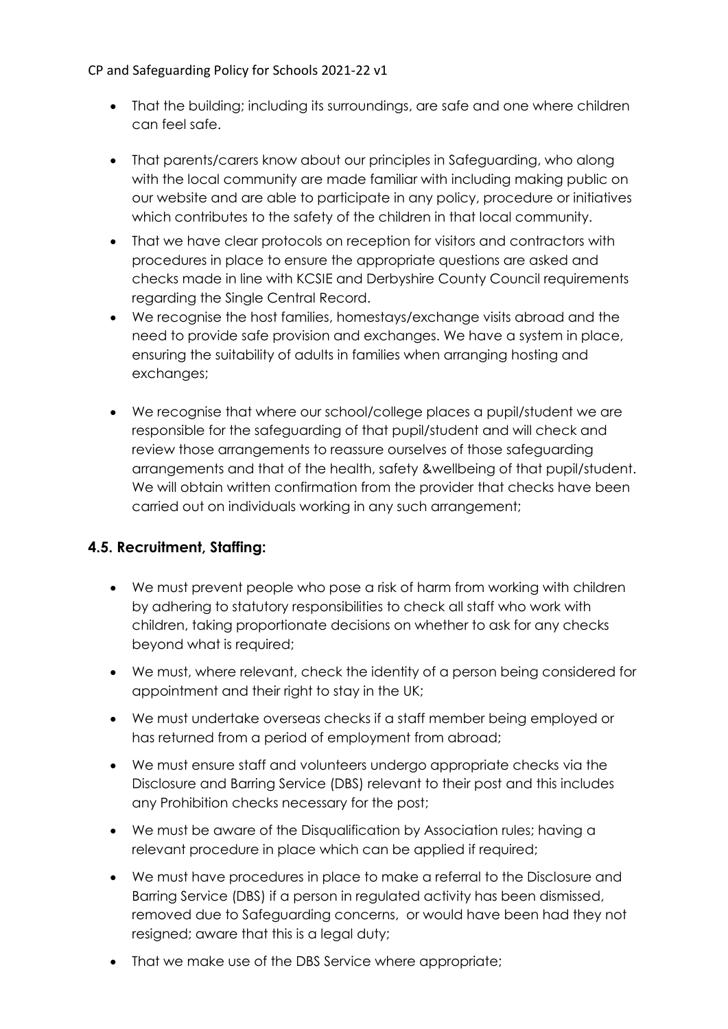- That the building; including its surroundings, are safe and one where children can feel safe.
- That parents/carers know about our principles in Safeguarding, who along with the local community are made familiar with including making public on our website and are able to participate in any policy, procedure or initiatives which contributes to the safety of the children in that local community.
- That we have clear protocols on reception for visitors and contractors with procedures in place to ensure the appropriate questions are asked and checks made in line with KCSIE and Derbyshire County Council requirements regarding the Single Central Record.
- We recognise the host families, homestays/exchange visits abroad and the need to provide safe provision and exchanges. We have a system in place, ensuring the suitability of adults in families when arranging hosting and exchanges;
- We recognise that where our school/college places a pupil/student we are responsible for the safeguarding of that pupil/student and will check and review those arrangements to reassure ourselves of those safeguarding arrangements and that of the health, safety &wellbeing of that pupil/student. We will obtain written confirmation from the provider that checks have been carried out on individuals working in any such arrangement;

## 4.5. Recruitment, Staffing:

- We must prevent people who pose a risk of harm from working with children by adhering to statutory responsibilities to check all staff who work with children, taking proportionate decisions on whether to ask for any checks beyond what is required;
- We must, where relevant, check the identity of a person being considered for appointment and their right to stay in the UK;
- We must undertake overseas checks if a staff member being employed or has returned from a period of employment from abroad;
- We must ensure staff and volunteers undergo appropriate checks via the Disclosure and Barring Service (DBS) relevant to their post and this includes any Prohibition checks necessary for the post;
- We must be aware of the Disqualification by Association rules; having a relevant procedure in place which can be applied if required;
- We must have procedures in place to make a referral to the Disclosure and Barring Service (DBS) if a person in regulated activity has been dismissed, removed due to Safeguarding concerns, or would have been had they not resigned; aware that this is a legal duty;
- That we make use of the DBS Service where appropriate;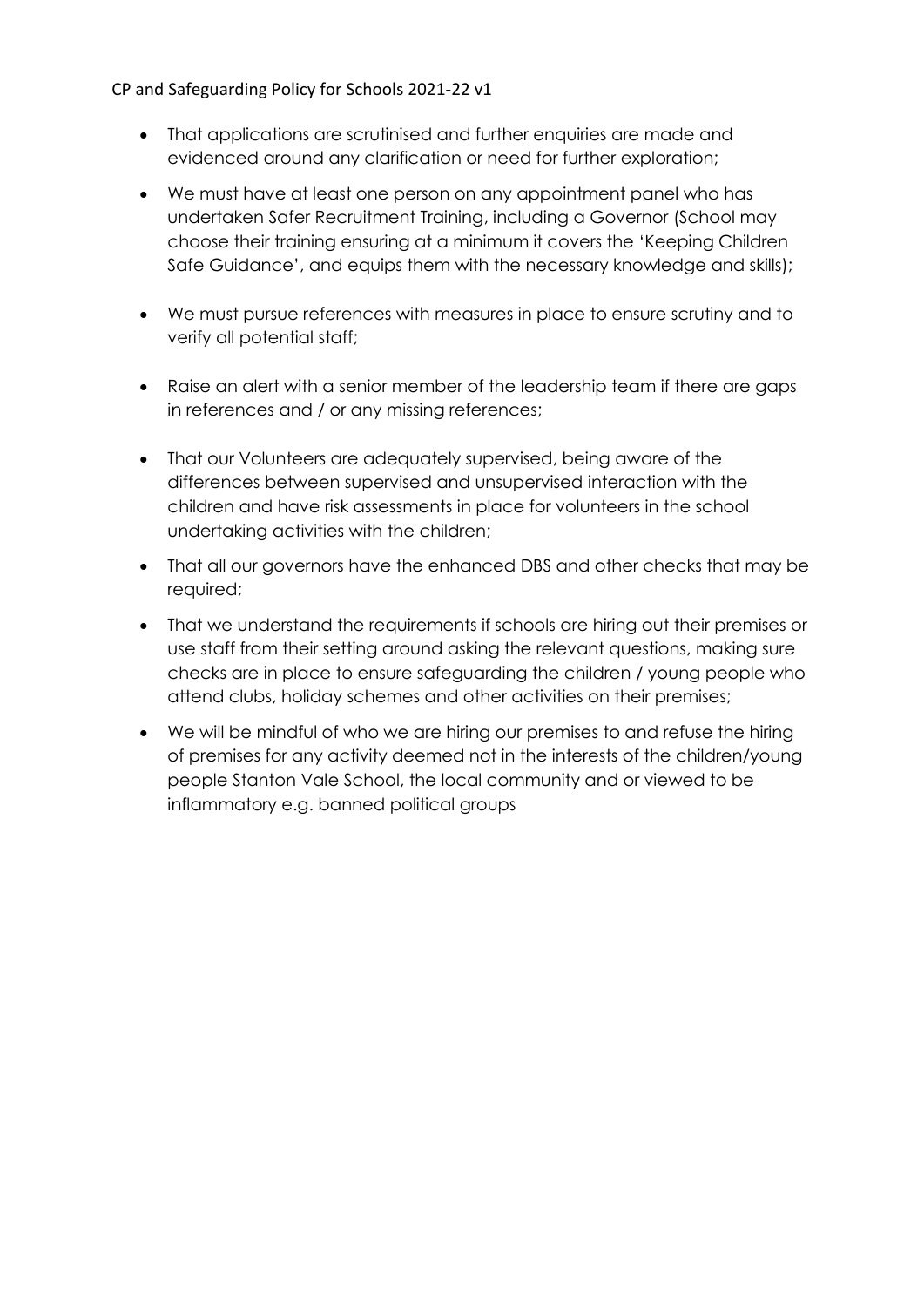- That applications are scrutinised and further enquiries are made and evidenced around any clarification or need for further exploration;
- We must have at least one person on any appointment panel who has undertaken Safer Recruitment Training, including a Governor (School may choose their training ensuring at a minimum it covers the 'Keeping Children Safe Guidance', and equips them with the necessary knowledge and skills);
- We must pursue references with measures in place to ensure scrutiny and to verify all potential staff;
- Raise an alert with a senior member of the leadership team if there are gaps in references and / or any missing references;
- That our Volunteers are adequately supervised, being aware of the differences between supervised and unsupervised interaction with the children and have risk assessments in place for volunteers in the school undertaking activities with the children;
- That all our governors have the enhanced DBS and other checks that may be required;
- That we understand the requirements if schools are hiring out their premises or use staff from their setting around asking the relevant questions, making sure checks are in place to ensure safeguarding the children / young people who attend clubs, holiday schemes and other activities on their premises;
- We will be mindful of who we are hiring our premises to and refuse the hiring of premises for any activity deemed not in the interests of the children/young people Stanton Vale School, the local community and or viewed to be inflammatory e.g. banned political groups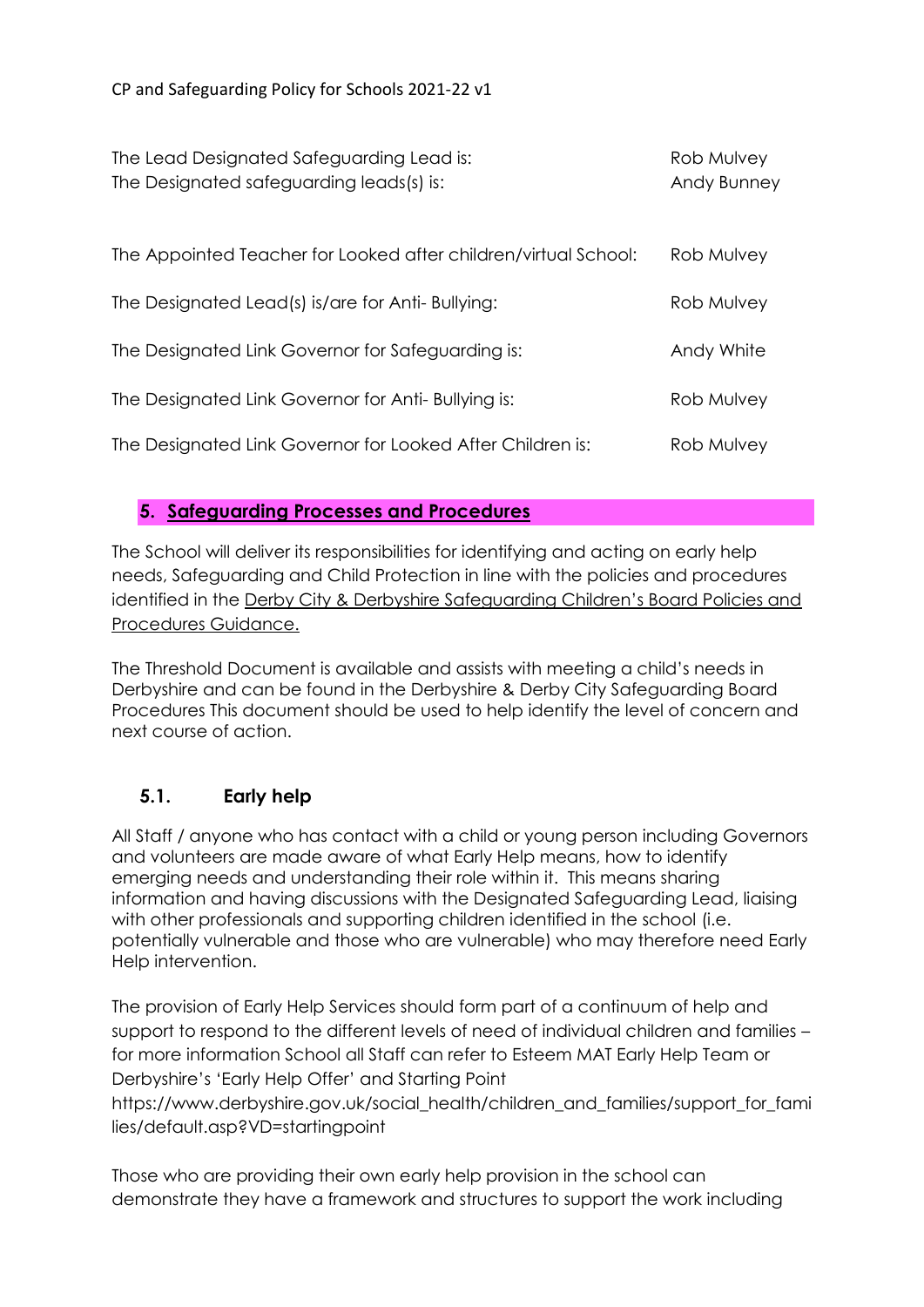| | |
|---|---|
| The Lead Designated Safeguarding Lead is: | Rob Mulvey |
| The Designated safeguarding leads(s) is: | Andy Bunney |
| The Appointed Teacher for Looked after children/virtual School: | Rob Mulvey |
| The Designated Lead(s) is/are for Anti- Bullying: | Rob Mulvey |
| The Designated Link Governor for Safeguarding is: | Andy White |
| The Designated Link Governor for Anti- Bullying is: | Rob Mulvey |
| The Designated Link Governor for Looked After Children is: | Rob Mulvey |

## 5. Safeguarding Processes and Procedures

The School will deliver its responsibilities for identifying and acting on early help needs, Safeguarding and Child Protection in line with the policies and procedures identified in the Derby City & Derbyshire Safeguarding Children's Board Policies and Procedures Guidance.

The Threshold Document is available and assists with meeting a child's needs in Derbyshire and can be found in the Derbyshire & Derby City Safeguarding Board Procedures This document should be used to help identify the level of concern and next course of action.

### 5.1. Early help

All Staff / anyone who has contact with a child or young person including Governors and volunteers are made aware of what Early Help means, how to identify emerging needs and understanding their role within it. This means sharing information and having discussions with the Designated Safeguarding Lead, liaising with other professionals and supporting children identified in the school (i.e. potentially vulnerable and those who are vulnerable) who may therefore need Early Help intervention.

The provision of Early Help Services should form part of a continuum of help and support to respond to the different levels of need of individual children and families – for more information School all Staff can refer to Esteem MAT Early Help Team or Derbyshire's 'Early Help Offer' and Starting Point https://www.derbyshire.gov.uk/social_health/children_and_families/support_for_families/default.asp?VD=startingpoint

Those who are providing their own early help provision in the school can demonstrate they have a framework and structures to support the work including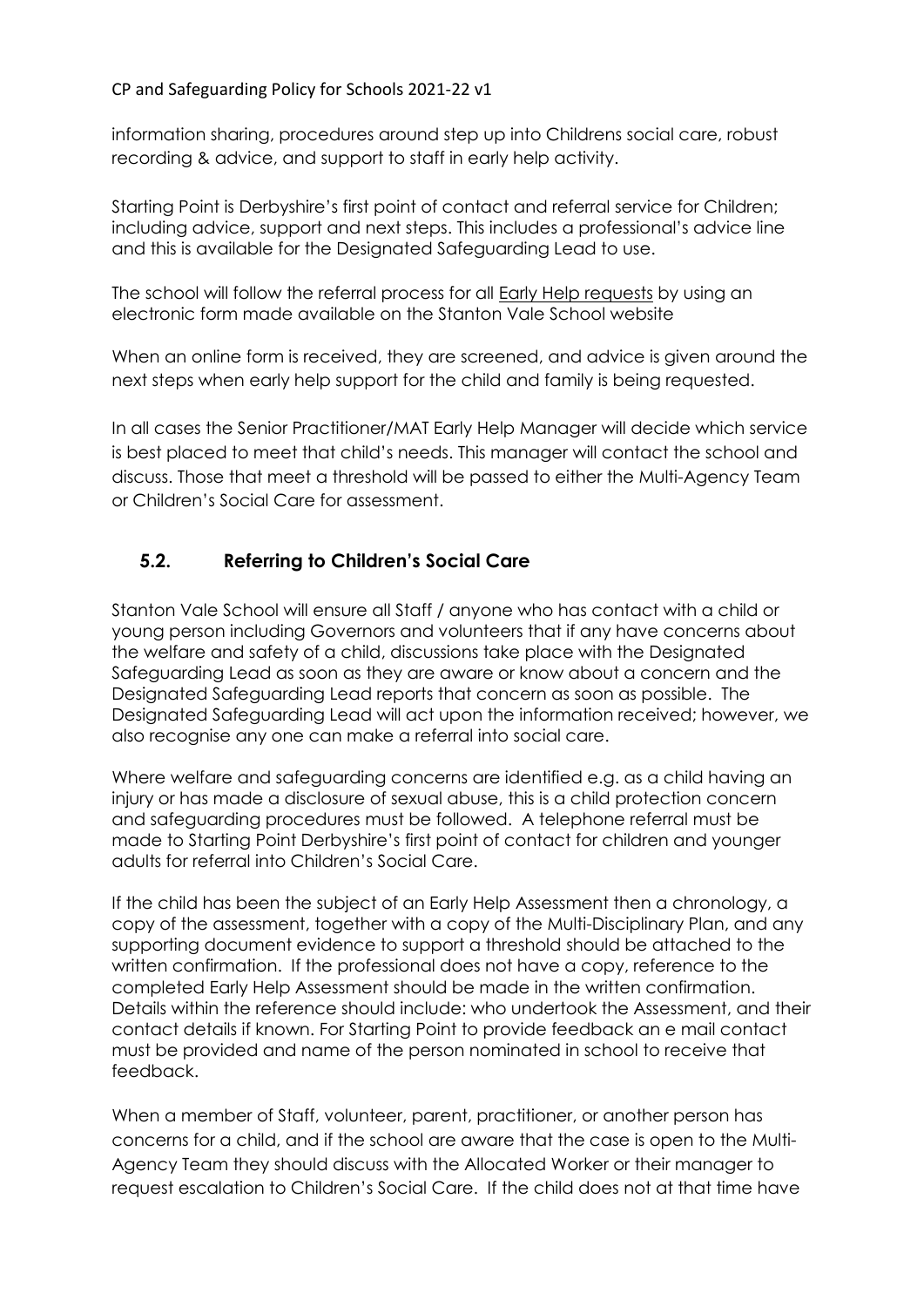information sharing, procedures around step up into Childrens social care, robust recording & advice, and support to staff in early help activity.

Starting Point is Derbyshire's first point of contact and referral service for Children; including advice, support and next steps. This includes a professional's advice line and this is available for the Designated Safeguarding Lead to use.

The school will follow the referral process for all Early Help requests by using an electronic form made available on the Stanton Vale School website

When an online form is received, they are screened, and advice is given around the next steps when early help support for the child and family is being requested.

In all cases the Senior Practitioner/MAT Early Help Manager will decide which service is best placed to meet that child's needs. This manager will contact the school and discuss. Those that meet a threshold will be passed to either the Multi-Agency Team or Children's Social Care for assessment.

## 5.2. Referring to Children's Social Care

Stanton Vale School will ensure all Staff / anyone who has contact with a child or young person including Governors and volunteers that if any have concerns about the welfare and safety of a child, discussions take place with the Designated Safeguarding Lead as soon as they are aware or know about a concern and the Designated Safeguarding Lead reports that concern as soon as possible. The Designated Safeguarding Lead will act upon the information received; however, we also recognise any one can make a referral into social care.

Where welfare and safeguarding concerns are identified e.g. as a child having an injury or has made a disclosure of sexual abuse, this is a child protection concern and safeguarding procedures must be followed. A telephone referral must be made to Starting Point Derbyshire's first point of contact for children and younger adults for referral into Children's Social Care.

If the child has been the subject of an Early Help Assessment then a chronology, a copy of the assessment, together with a copy of the Multi-Disciplinary Plan, and any supporting document evidence to support a threshold should be attached to the written confirmation. If the professional does not have a copy, reference to the completed Early Help Assessment should be made in the written confirmation. Details within the reference should include: who undertook the Assessment, and their contact details if known. For Starting Point to provide feedback an e mail contact must be provided and name of the person nominated in school to receive that feedback.

When a member of Staff, volunteer, parent, practitioner, or another person has concerns for a child, and if the school are aware that the case is open to the Multi-Agency Team they should discuss with the Allocated Worker or their manager to request escalation to Children's Social Care. If the child does not at that time have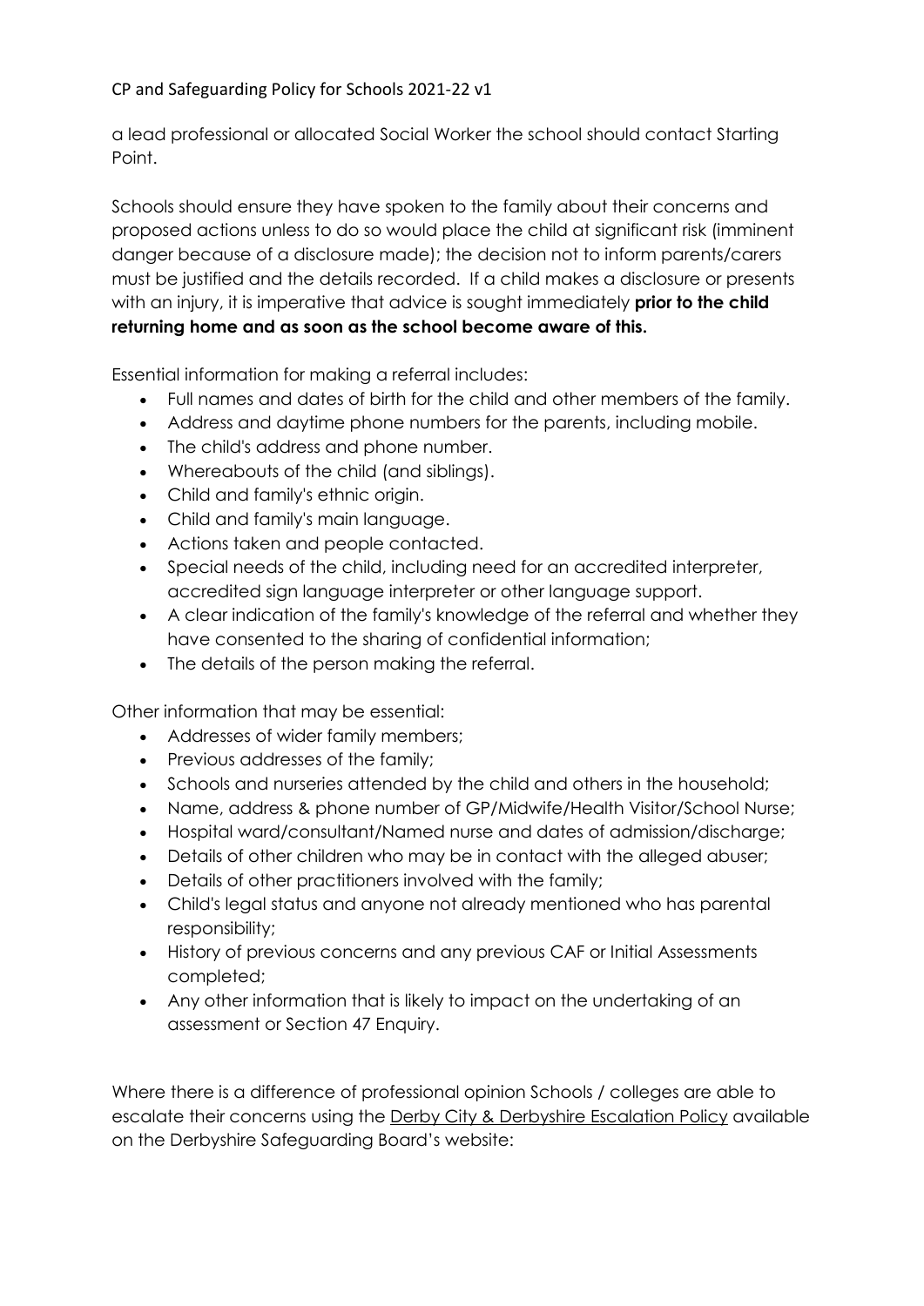a lead professional or allocated Social Worker the school should contact Starting Point.

Schools should ensure they have spoken to the family about their concerns and proposed actions unless to do so would place the child at significant risk (imminent danger because of a disclosure made); the decision not to inform parents/carers must be justified and the details recorded. If a child makes a disclosure or presents with an injury, it is imperative that advice is sought immediately **prior to the child returning home and as soon as the school become aware of this.**

Essential information for making a referral includes:

- Full names and dates of birth for the child and other members of the family.
- Address and daytime phone numbers for the parents, including mobile.
- The child's address and phone number.
- Whereabouts of the child (and siblings).
- Child and family's ethnic origin.
- Child and family's main language.
- Actions taken and people contacted.
- Special needs of the child, including need for an accredited interpreter, accredited sign language interpreter or other language support.
- A clear indication of the family's knowledge of the referral and whether they have consented to the sharing of confidential information;
- The details of the person making the referral.

Other information that may be essential:

- Addresses of wider family members;
- Previous addresses of the family;
- Schools and nurseries attended by the child and others in the household;
- Name, address & phone number of GP/Midwife/Health Visitor/School Nurse;
- Hospital ward/consultant/Named nurse and dates of admission/discharge;
- Details of other children who may be in contact with the alleged abuser;
- Details of other practitioners involved with the family;
- Child's legal status and anyone not already mentioned who has parental responsibility;
- History of previous concerns and any previous CAF or Initial Assessments completed;
- Any other information that is likely to impact on the undertaking of an assessment or Section 47 Enquiry.

Where there is a difference of professional opinion Schools / colleges are able to escalate their concerns using the Derby City & Derbyshire Escalation Policy available on the Derbyshire Safeguarding Board's website: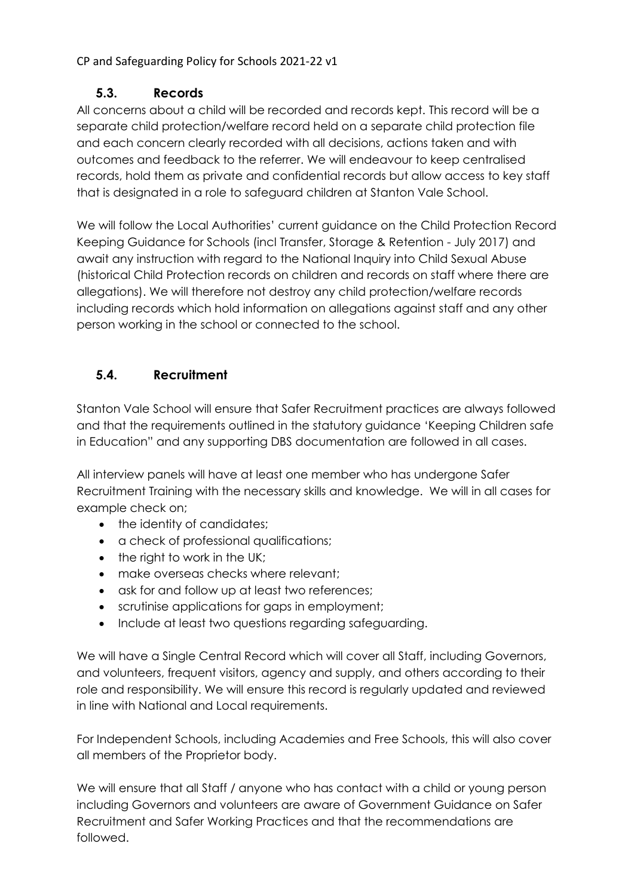### 5.3. Records

All concerns about a child will be recorded and records kept. This record will be a separate child protection/welfare record held on a separate child protection file and each concern clearly recorded with all decisions, actions taken and with outcomes and feedback to the referrer. We will endeavour to keep centralised records, hold them as private and confidential records but allow access to key staff that is designated in a role to safeguard children at Stanton Vale School.

We will follow the Local Authorities' current guidance on the Child Protection Record Keeping Guidance for Schools (incl Transfer, Storage & Retention - July 2017) and await any instruction with regard to the National Inquiry into Child Sexual Abuse (historical Child Protection records on children and records on staff where there are allegations). We will therefore not destroy any child protection/welfare records including records which hold information on allegations against staff and any other person working in the school or connected to the school.

### 5.4. Recruitment

Stanton Vale School will ensure that Safer Recruitment practices are always followed and that the requirements outlined in the statutory guidance 'Keeping Children safe in Education" and any supporting DBS documentation are followed in all cases.

All interview panels will have at least one member who has undergone Safer Recruitment Training with the necessary skills and knowledge. We will in all cases for example check on;

- the identity of candidates;
- a check of professional qualifications;
- the right to work in the UK;
- make overseas checks where relevant;
- ask for and follow up at least two references;
- scrutinise applications for gaps in employment;
- Include at least two questions regarding safeguarding.

We will have a Single Central Record which will cover all Staff, including Governors, and volunteers, frequent visitors, agency and supply, and others according to their role and responsibility. We will ensure this record is regularly updated and reviewed in line with National and Local requirements.

For Independent Schools, including Academies and Free Schools, this will also cover all members of the Proprietor body.

We will ensure that all Staff / anyone who has contact with a child or young person including Governors and volunteers are aware of Government Guidance on Safer Recruitment and Safer Working Practices and that the recommendations are followed.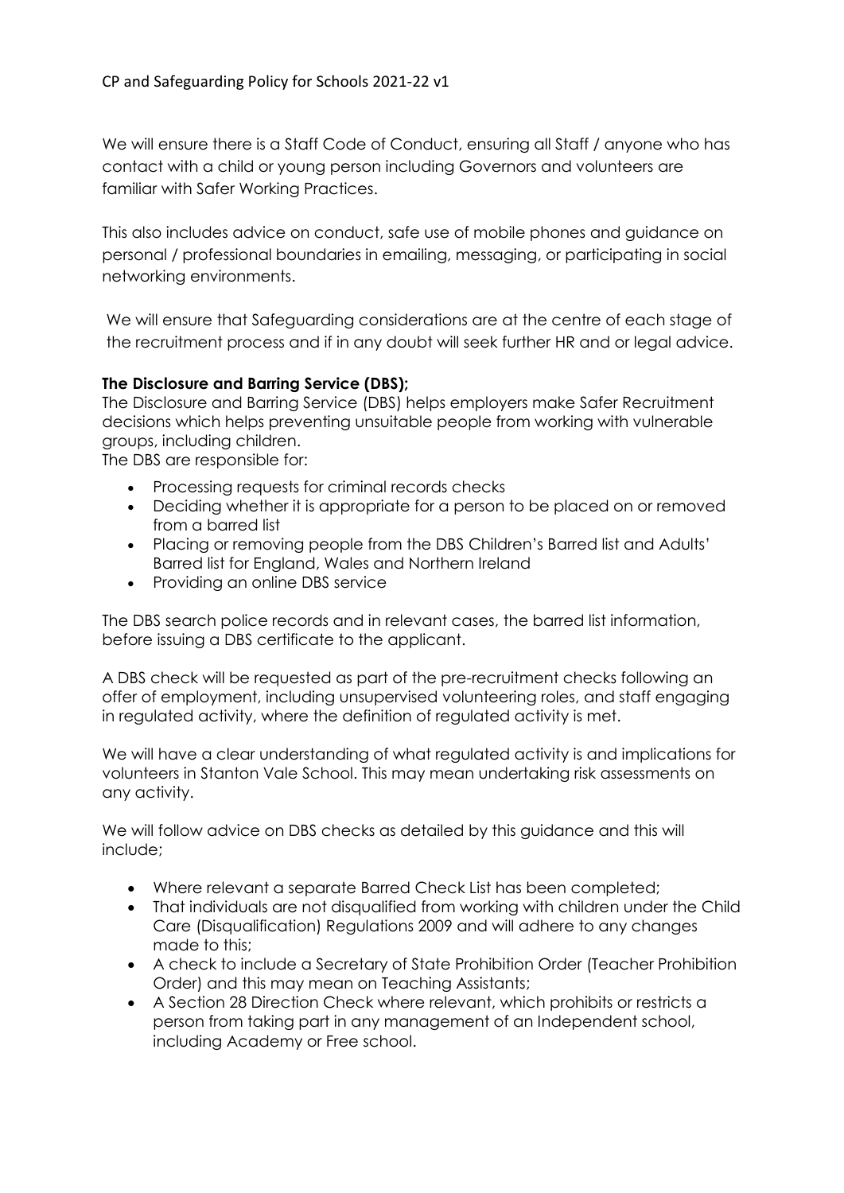We will ensure there is a Staff Code of Conduct, ensuring all Staff / anyone who has contact with a child or young person including Governors and volunteers are familiar with Safer Working Practices.

This also includes advice on conduct, safe use of mobile phones and guidance on personal / professional boundaries in emailing, messaging, or participating in social networking environments.

We will ensure that Safeguarding considerations are at the centre of each stage of the recruitment process and if in any doubt will seek further HR and or legal advice.

**The Disclosure and Barring Service (DBS);**

The Disclosure and Barring Service (DBS) helps employers make Safer Recruitment decisions which helps preventing unsuitable people from working with vulnerable groups, including children.

The DBS are responsible for:

- Processing requests for criminal records checks
- Deciding whether it is appropriate for a person to be placed on or removed from a barred list
- Placing or removing people from the DBS Children's Barred list and Adults' Barred list for England, Wales and Northern Ireland
- Providing an online DBS service

The DBS search police records and in relevant cases, the barred list information, before issuing a DBS certificate to the applicant.

A DBS check will be requested as part of the pre-recruitment checks following an offer of employment, including unsupervised volunteering roles, and staff engaging in regulated activity, where the definition of regulated activity is met.

We will have a clear understanding of what regulated activity is and implications for volunteers in Stanton Vale School. This may mean undertaking risk assessments on any activity.

We will follow advice on DBS checks as detailed by this guidance and this will include;

- Where relevant a separate Barred Check List has been completed;
- That individuals are not disqualified from working with children under the Child Care (Disqualification) Regulations 2009 and will adhere to any changes made to this;
- A check to include a Secretary of State Prohibition Order (Teacher Prohibition Order) and this may mean on Teaching Assistants;
- A Section 28 Direction Check where relevant, which prohibits or restricts a person from taking part in any management of an Independent school, including Academy or Free school.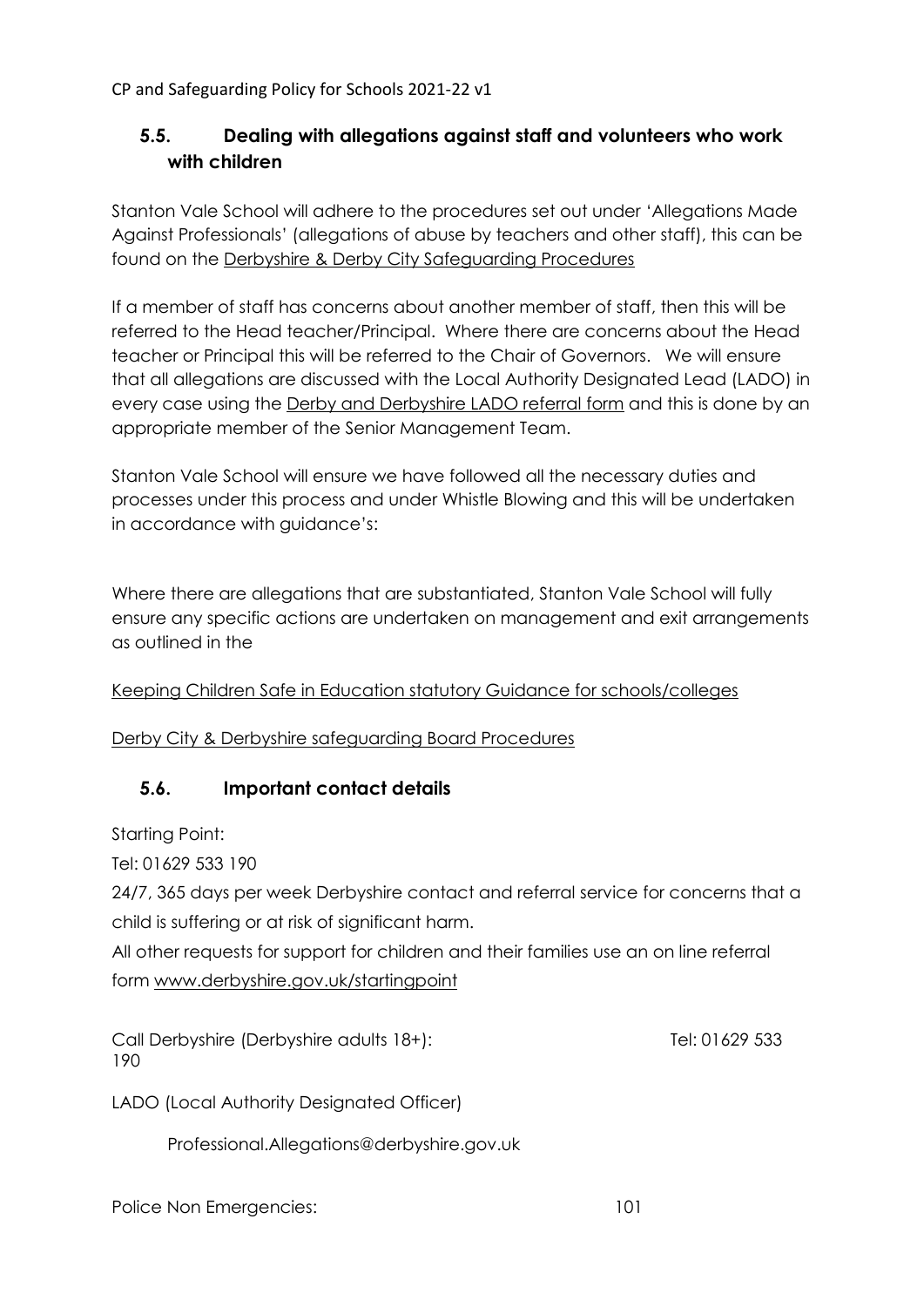## 5.5. Dealing with allegations against staff and volunteers who work with children

Stanton Vale School will adhere to the procedures set out under 'Allegations Made Against Professionals' (allegations of abuse by teachers and other staff), this can be found on the Derbyshire & Derby City Safeguarding Procedures

If a member of staff has concerns about another member of staff, then this will be referred to the Head teacher/Principal. Where there are concerns about the Head teacher or Principal this will be referred to the Chair of Governors. We will ensure that all allegations are discussed with the Local Authority Designated Lead (LADO) in every case using the Derby and Derbyshire LADO referral form and this is done by an appropriate member of the Senior Management Team.

Stanton Vale School will ensure we have followed all the necessary duties and processes under this process and under Whistle Blowing and this will be undertaken in accordance with guidance's:

Where there are allegations that are substantiated, Stanton Vale School will fully ensure any specific actions are undertaken on management and exit arrangements as outlined in the

Keeping Children Safe in Education statutory Guidance for schools/colleges

Derby City & Derbyshire safeguarding Board Procedures

## 5.6. Important contact details

Starting Point:

Tel: 01629 533 190

24/7, 365 days per week Derbyshire contact and referral service for concerns that a child is suffering or at risk of significant harm.

All other requests for support for children and their families use an on line referral form www.derbyshire.gov.uk/startingpoint

Call Derbyshire (Derbyshire adults 18+): Tel: 01629 533 190

LADO (Local Authority Designated Officer)

Professional.Allegations@derbyshire.gov.uk

Police Non Emergencies: 101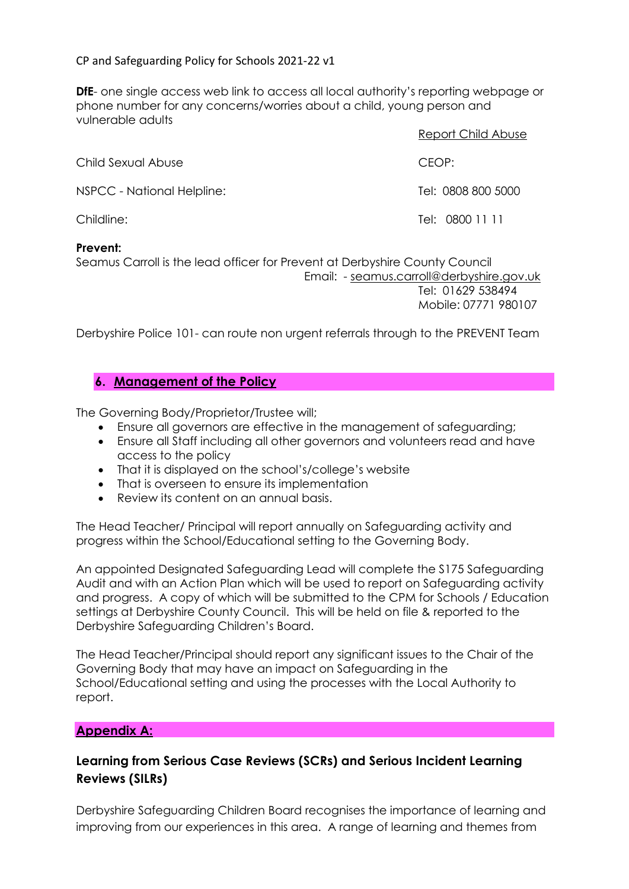**DfE**- one single access web link to access all local authority's reporting webpage or phone number for any concerns/worries about a child, young person and vulnerable adults

| | |
|---|---|
| | Report Child Abuse |
| Child Sexual Abuse | CEOP: |
| NSPCC - National Helpline: | Tel: 0808 800 5000 |
| Childline: | Tel: 0800 11 11 |

**Prevent:**

Seamus Carroll is the lead officer for Prevent at Derbyshire County Council

Email: - seamus.carroll@derbyshire.gov.uk
Tel: 01629 538494
Mobile: 07771 980107

Derbyshire Police 101- can route non urgent referrals through to the PREVENT Team

## 6. Management of the Policy

The Governing Body/Proprietor/Trustee will;

- Ensure all governors are effective in the management of safeguarding;
- Ensure all Staff including all other governors and volunteers read and have access to the policy
- That it is displayed on the school's/college's website
- That is overseen to ensure its implementation
- Review its content on an annual basis.

The Head Teacher/ Principal will report annually on Safeguarding activity and progress within the School/Educational setting to the Governing Body.

An appointed Designated Safeguarding Lead will complete the S175 Safeguarding Audit and with an Action Plan which will be used to report on Safeguarding activity and progress. A copy of which will be submitted to the CPM for Schools / Education settings at Derbyshire County Council. This will be held on file & reported to the Derbyshire Safeguarding Children's Board.

The Head Teacher/Principal should report any significant issues to the Chair of the Governing Body that may have an impact on Safeguarding in the School/Educational setting and using the processes with the Local Authority to report.

## Appendix A:

### Learning from Serious Case Reviews (SCRs) and Serious Incident Learning Reviews (SILRs)

Derbyshire Safeguarding Children Board recognises the importance of learning and improving from our experiences in this area. A range of learning and themes from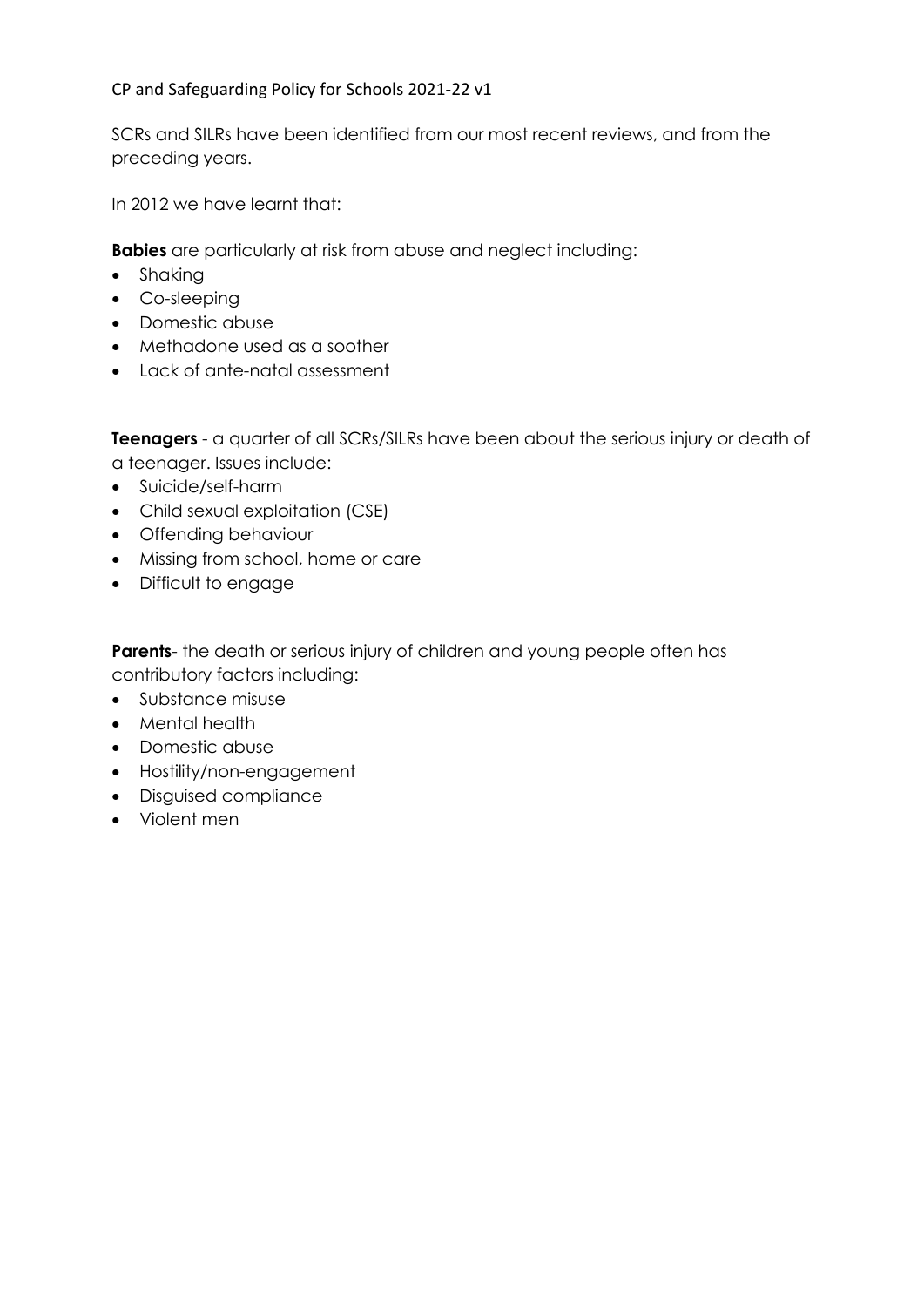SCRs and SILRs have been identified from our most recent reviews, and from the preceding years.

In 2012 we have learnt that:

**Babies** are particularly at risk from abuse and neglect including:

- Shaking
- Co-sleeping
- Domestic abuse
- Methadone used as a soother
- Lack of ante-natal assessment

**Teenagers** - a quarter of all SCRs/SILRs have been about the serious injury or death of a teenager. Issues include:

- Suicide/self-harm
- Child sexual exploitation (CSE)
- Offending behaviour
- Missing from school, home or care
- Difficult to engage

**Parents**- the death or serious injury of children and young people often has contributory factors including:

- Substance misuse
- Mental health
- Domestic abuse
- Hostility/non-engagement
- Disguised compliance
- Violent men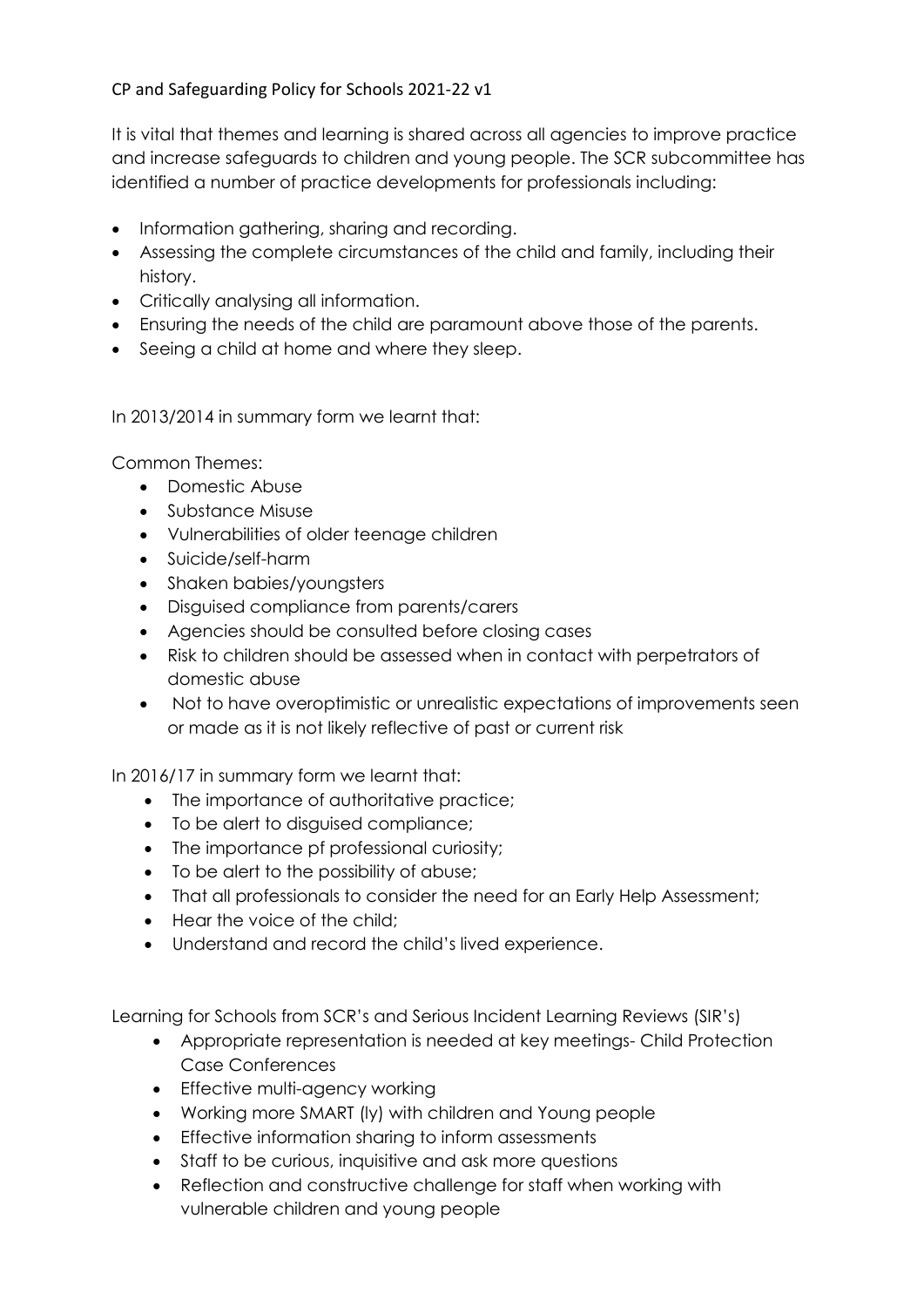It is vital that themes and learning is shared across all agencies to improve practice and increase safeguards to children and young people. The SCR subcommittee has identified a number of practice developments for professionals including:

- Information gathering, sharing and recording.
- Assessing the complete circumstances of the child and family, including their history.
- Critically analysing all information.
- Ensuring the needs of the child are paramount above those of the parents.
- Seeing a child at home and where they sleep.

In 2013/2014 in summary form we learnt that:

Common Themes:

- Domestic Abuse
- Substance Misuse
- Vulnerabilities of older teenage children
- Suicide/self-harm
- Shaken babies/youngsters
- Disguised compliance from parents/carers
- Agencies should be consulted before closing cases
- Risk to children should be assessed when in contact with perpetrators of domestic abuse
- Not to have overoptimistic or unrealistic expectations of improvements seen or made as it is not likely reflective of past or current risk

In 2016/17 in summary form we learnt that:

- The importance of authoritative practice;
- To be alert to disguised compliance;
- The importance pf professional curiosity;
- To be alert to the possibility of abuse;
- That all professionals to consider the need for an Early Help Assessment;
- Hear the voice of the child;
- Understand and record the child's lived experience.

Learning for Schools from SCR's and Serious Incident Learning Reviews (SIR's)

- Appropriate representation is needed at key meetings- Child Protection Case Conferences
- Effective multi-agency working
- Working more SMART (ly) with children and Young people
- Effective information sharing to inform assessments
- Staff to be curious, inquisitive and ask more questions
- Reflection and constructive challenge for staff when working with vulnerable children and young people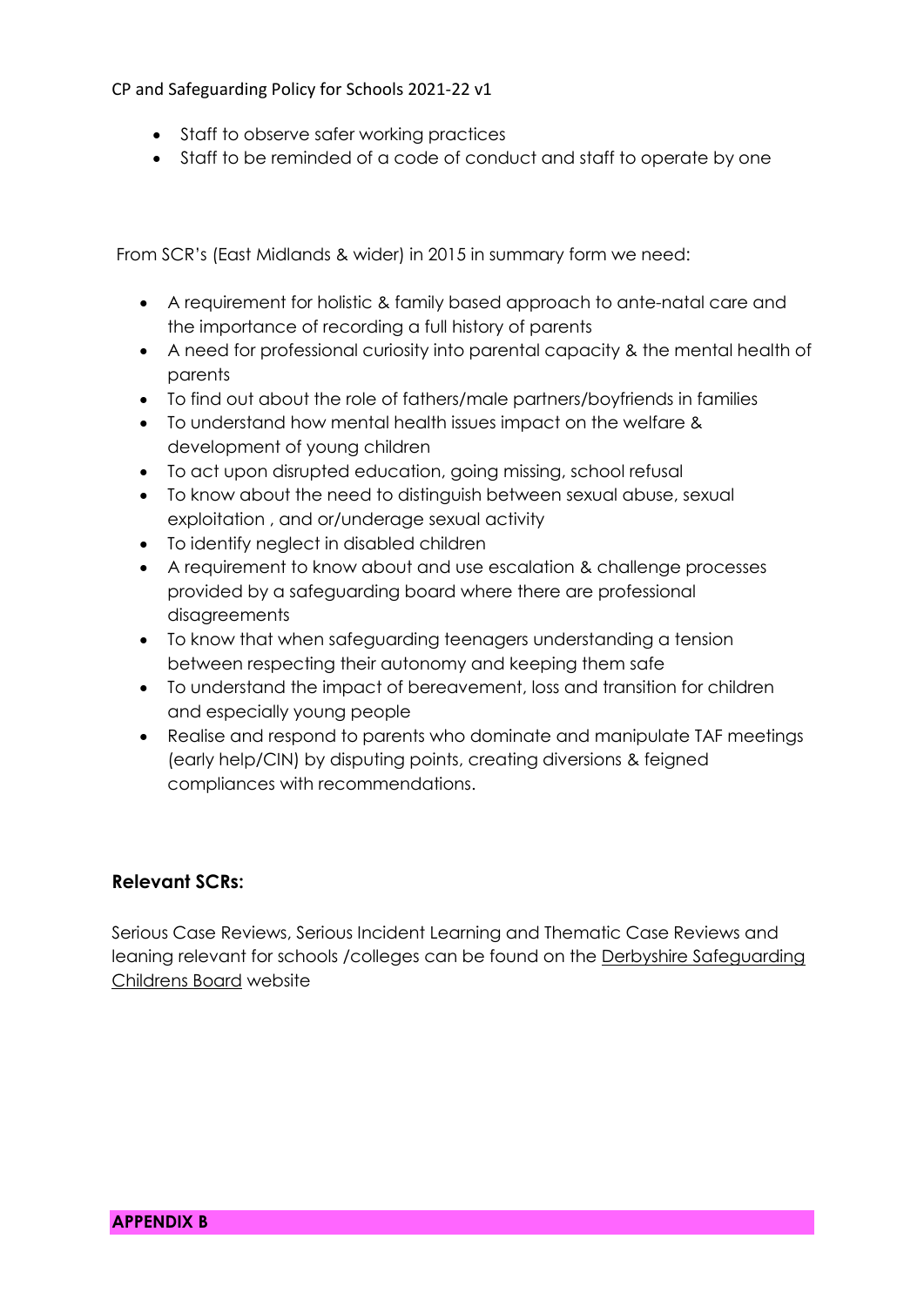- Staff to observe safer working practices
- Staff to be reminded of a code of conduct and staff to operate by one

From SCR's (East Midlands & wider) in 2015 in summary form we need:

- A requirement for holistic & family based approach to ante-natal care and the importance of recording a full history of parents
- A need for professional curiosity into parental capacity & the mental health of parents
- To find out about the role of fathers/male partners/boyfriends in families
- To understand how mental health issues impact on the welfare & development of young children
- To act upon disrupted education, going missing, school refusal
- To know about the need to distinguish between sexual abuse, sexual exploitation , and or/underage sexual activity
- To identify neglect in disabled children
- A requirement to know about and use escalation & challenge processes provided by a safeguarding board where there are professional disagreements
- To know that when safeguarding teenagers understanding a tension between respecting their autonomy and keeping them safe
- To understand the impact of bereavement, loss and transition for children and especially young people
- Realise and respond to parents who dominate and manipulate TAF meetings (early help/CIN) by disputing points, creating diversions & feigned compliances with recommendations.

### Relevant SCRs:

Serious Case Reviews, Serious Incident Learning and Thematic Case Reviews and leaning relevant for schools /colleges can be found on the Derbyshire Safeguarding Childrens Board website

**APPENDIX B**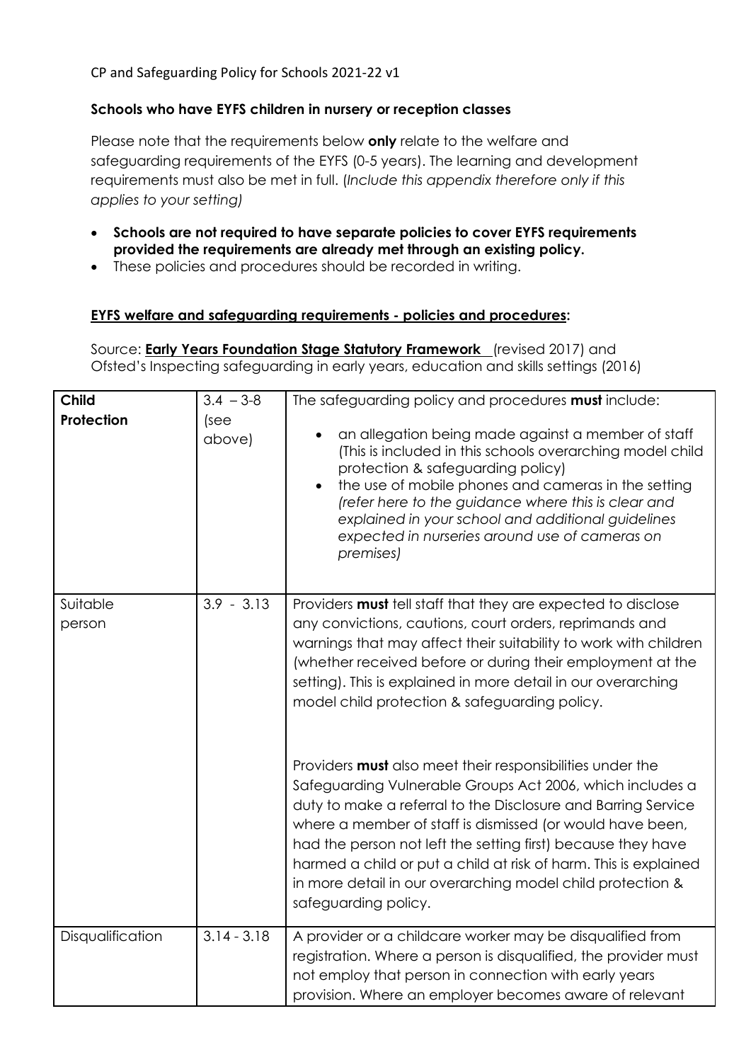CP and Safeguarding Policy for Schools 2021-22 v1

**Schools who have EYFS children in nursery or reception classes**

Please note that the requirements below **only** relate to the welfare and safeguarding requirements of the EYFS (0-5 years). The learning and development requirements must also be met in full. (*Include this appendix therefore only if this applies to your setting)*

- **Schools are not required to have separate policies to cover EYFS requirements provided the requirements are already met through an existing policy.**
- These policies and procedures should be recorded in writing.

**EYFS welfare and safeguarding requirements - policies and procedures:**

Source: **Early Years Foundation Stage Statutory Framework** (revised 2017) and Ofsted's Inspecting safeguarding in early years, education and skills settings (2016)

| **Child Protection** | 3.4 – 3-8 (see above) | The safeguarding policy and procedures **must** include:<br>• an allegation being made against a member of staff (This is included in this schools overarching model child protection & safeguarding policy)<br>• the use of mobile phones and cameras in the setting *(refer here to the guidance where this is clear and explained in your school and additional guidelines expected in nurseries around use of cameras on premises)* |
|---|---|---|
| Suitable person | 3.9 - 3.13 | Providers **must** tell staff that they are expected to disclose any convictions, cautions, court orders, reprimands and warnings that may affect their suitability to work with children (whether received before or during their employment at the setting). This is explained in more detail in our overarching model child protection & safeguarding policy.<br><br>Providers **must** also meet their responsibilities under the Safeguarding Vulnerable Groups Act 2006, which includes a duty to make a referral to the Disclosure and Barring Service where a member of staff is dismissed (or would have been, had the person not left the setting first) because they have harmed a child or put a child at risk of harm. This is explained in more detail in our overarching model child protection & safeguarding policy. |
| Disqualification | 3.14 - 3.18 | A provider or a childcare worker may be disqualified from registration. Where a person is disqualified, the provider must not employ that person in connection with early years provision. Where an employer becomes aware of relevant |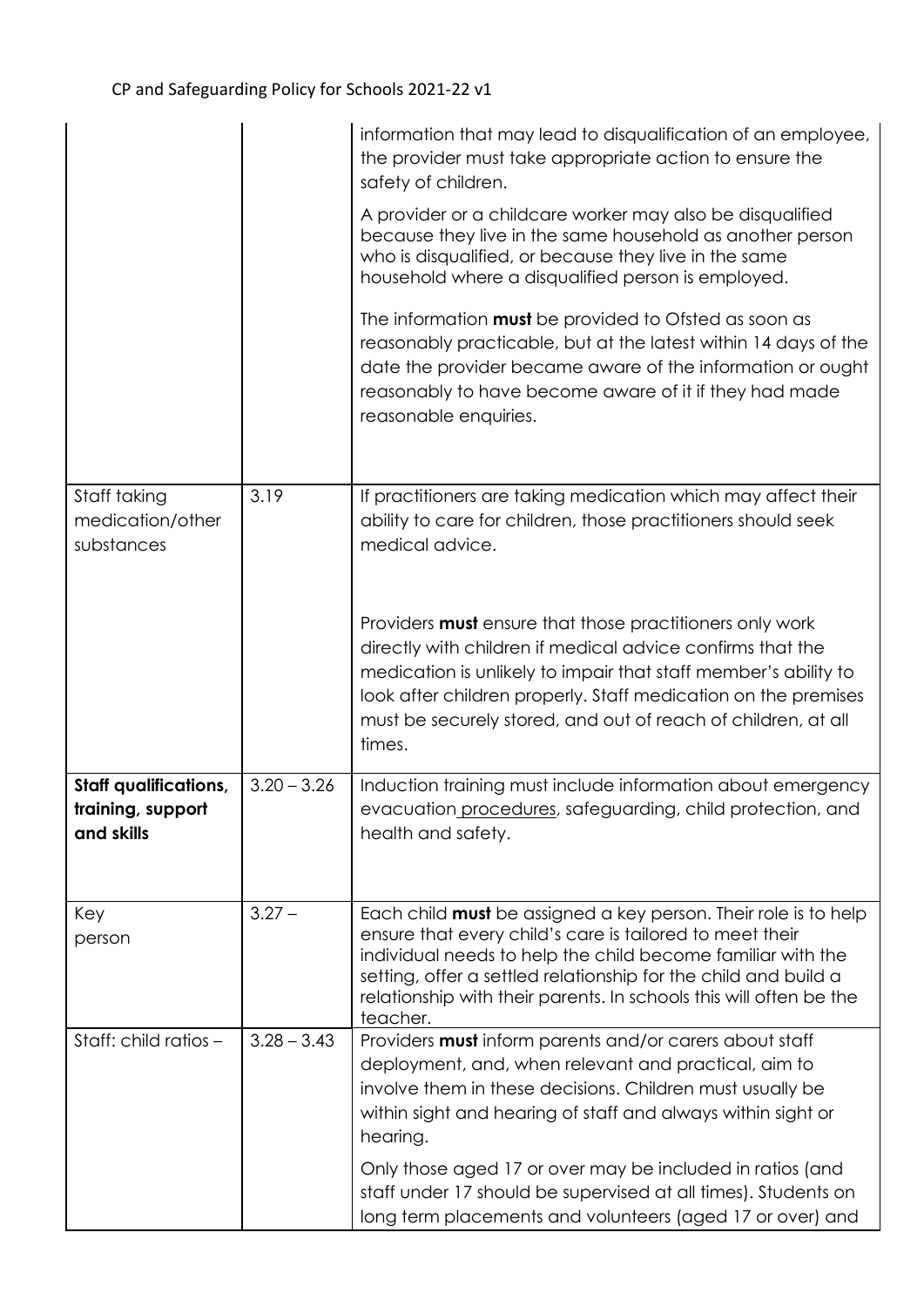| | | |
|---|---|---|
| | | information that may lead to disqualification of an employee, the provider must take appropriate action to ensure the safety of children.<br><br>A provider or a childcare worker may also be disqualified because they live in the same household as another person who is disqualified, or because they live in the same household where a disqualified person is employed.<br><br>The information **must** be provided to Ofsted as soon as reasonably practicable, but at the latest within 14 days of the date the provider became aware of the information or ought reasonably to have become aware of it if they had made reasonable enquiries. |
| Staff taking medication/other substances | 3.19 | If practitioners are taking medication which may affect their ability to care for children, those practitioners should seek medical advice.<br><br>Providers **must** ensure that those practitioners only work directly with children if medical advice confirms that the medication is unlikely to impair that staff member's ability to look after children properly. Staff medication on the premises must be securely stored, and out of reach of children, at all times. |
| **Staff qualifications, training, support and skills** | 3.20 – 3.26 | Induction training must include information about emergency evacuation procedures, safeguarding, child protection, and health and safety. |
| Key person | 3.27 – | Each child **must** be assigned a key person. Their role is to help ensure that every child's care is tailored to meet their individual needs to help the child become familiar with the setting, offer a settled relationship for the child and build a relationship with their parents. In schools this will often be the teacher. |
| Staff: child ratios – | 3.28 – 3.43 | Providers **must** inform parents and/or carers about staff deployment, and, when relevant and practical, aim to involve them in these decisions. Children must usually be within sight and hearing of staff and always within sight or hearing.<br><br>Only those aged 17 or over may be included in ratios (and staff under 17 should be supervised at all times). Students on long term placements and volunteers (aged 17 or over) and |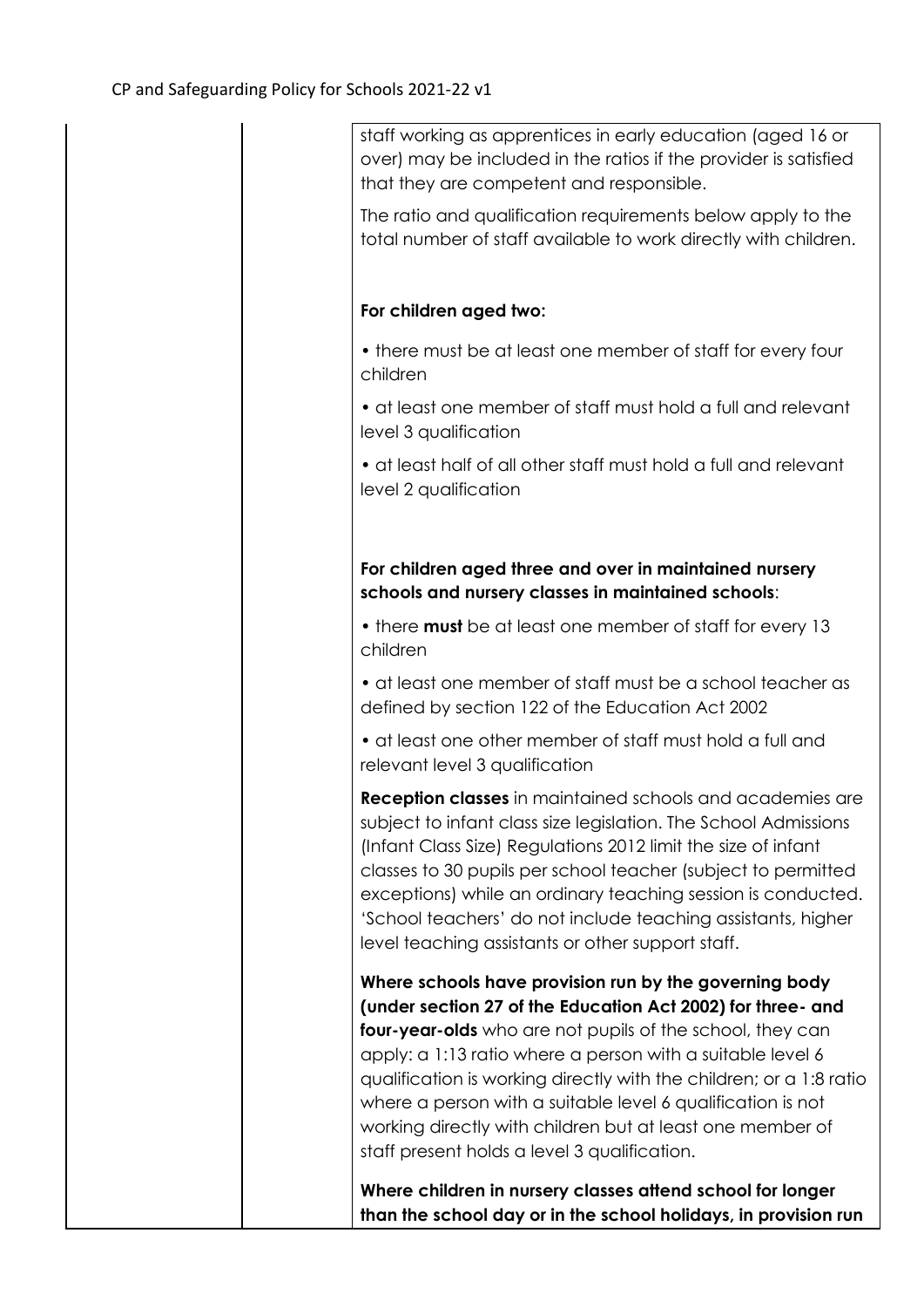staff working as apprentices in early education (aged 16 or over) may be included in the ratios if the provider is satisfied that they are competent and responsible.

The ratio and qualification requirements below apply to the total number of staff available to work directly with children.

**For children aged two:**

- there must be at least one member of staff for every four children
- at least one member of staff must hold a full and relevant level 3 qualification
- at least half of all other staff must hold a full and relevant level 2 qualification

**For children aged three and over in maintained nursery schools and nursery classes in maintained schools**:

- there **must** be at least one member of staff for every 13 children
- at least one member of staff must be a school teacher as defined by section 122 of the Education Act 2002
- at least one other member of staff must hold a full and relevant level 3 qualification

**Reception classes** in maintained schools and academies are subject to infant class size legislation. The School Admissions (Infant Class Size) Regulations 2012 limit the size of infant classes to 30 pupils per school teacher (subject to permitted exceptions) while an ordinary teaching session is conducted. 'School teachers' do not include teaching assistants, higher level teaching assistants or other support staff.

**Where schools have provision run by the governing body (under section 27 of the Education Act 2002) for three- and four-year-olds** who are not pupils of the school, they can apply: a 1:13 ratio where a person with a suitable level 6 qualification is working directly with the children; or a 1:8 ratio where a person with a suitable level 6 qualification is not working directly with children but at least one member of staff present holds a level 3 qualification.

**Where children in nursery classes attend school for longer than the school day or in the school holidays, in provision run**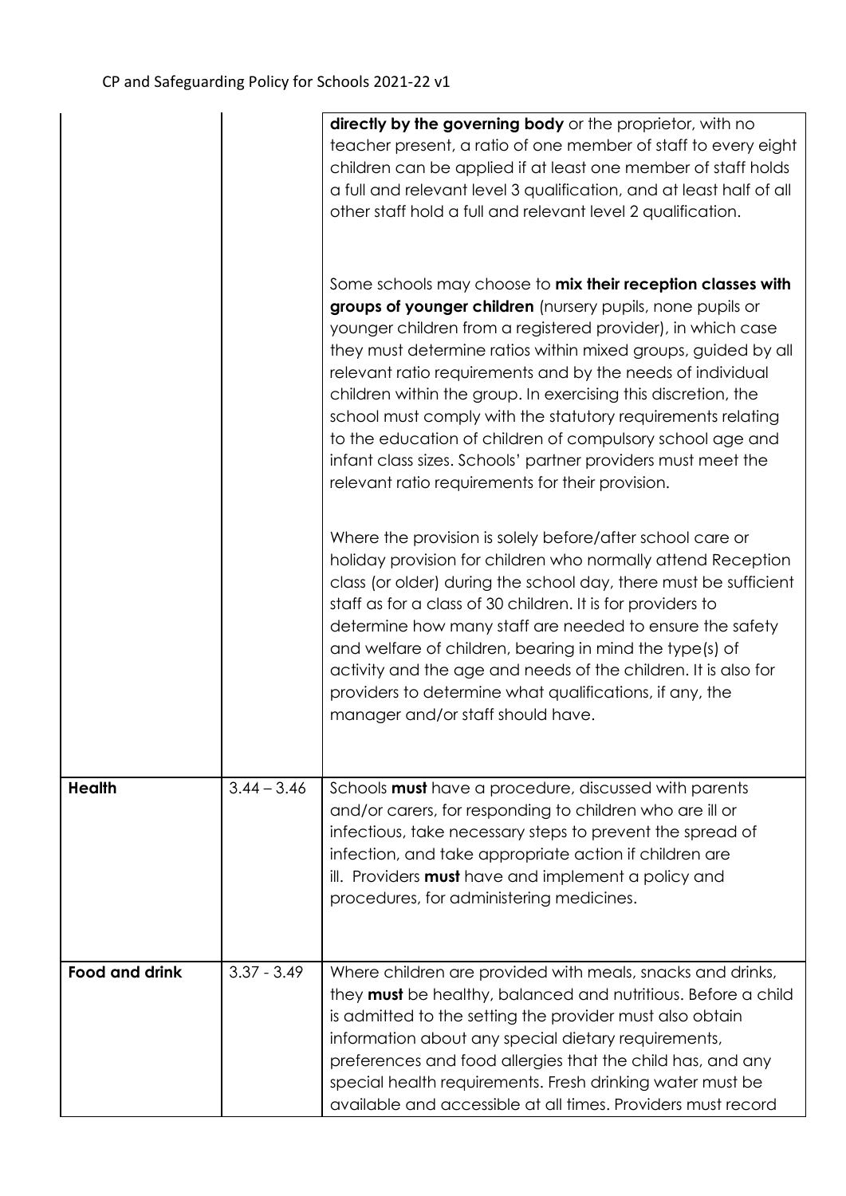| | | |
|---|---|---|
| | | **directly by the governing body** or the proprietor, with no teacher present, a ratio of one member of staff to every eight children can be applied if at least one member of staff holds a full and relevant level 3 qualification, and at least half of all other staff hold a full and relevant level 2 qualification.<br><br>Some schools may choose to **mix their reception classes with groups of younger children** (nursery pupils, none pupils or younger children from a registered provider), in which case they must determine ratios within mixed groups, guided by all relevant ratio requirements and by the needs of individual children within the group. In exercising this discretion, the school must comply with the statutory requirements relating to the education of children of compulsory school age and infant class sizes. Schools' partner providers must meet the relevant ratio requirements for their provision.<br><br>Where the provision is solely before/after school care or holiday provision for children who normally attend Reception class (or older) during the school day, there must be sufficient staff as for a class of 30 children. It is for providers to determine how many staff are needed to ensure the safety and welfare of children, bearing in mind the type(s) of activity and the age and needs of the children. It is also for providers to determine what qualifications, if any, the manager and/or staff should have. |
| **Health** | 3.44 – 3.46 | Schools **must** have a procedure, discussed with parents and/or carers, for responding to children who are ill or infectious, take necessary steps to prevent the spread of infection, and take appropriate action if children are ill. Providers **must** have and implement a policy and procedures, for administering medicines. |
| **Food and drink** | 3.37 - 3.49 | Where children are provided with meals, snacks and drinks, they **must** be healthy, balanced and nutritious. Before a child is admitted to the setting the provider must also obtain information about any special dietary requirements, preferences and food allergies that the child has, and any special health requirements. Fresh drinking water must be available and accessible at all times. Providers must record |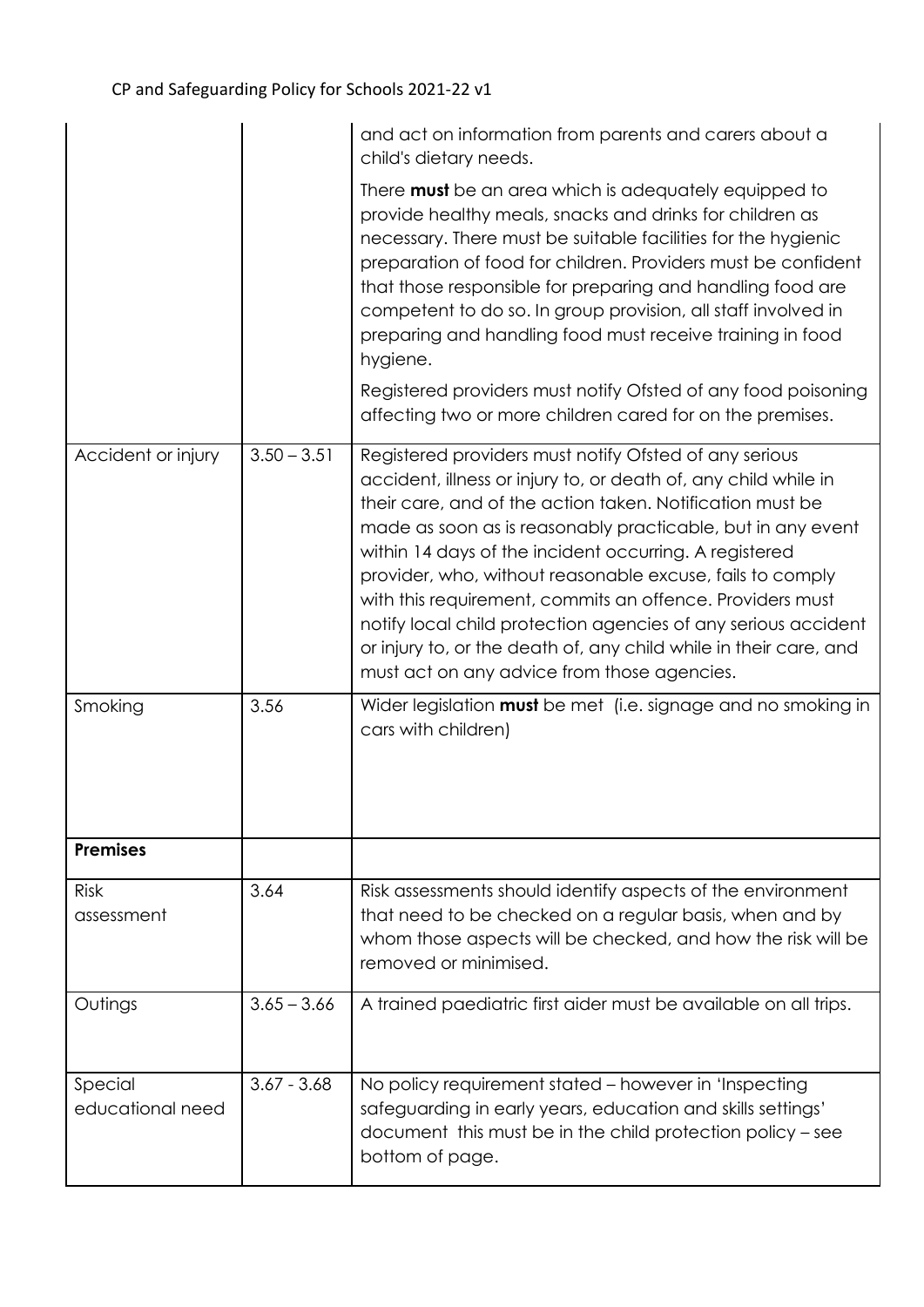| | | |
|---|---|---|
| | | and act on information from parents and carers about a child's dietary needs.<br><br>There **must** be an area which is adequately equipped to provide healthy meals, snacks and drinks for children as necessary. There must be suitable facilities for the hygienic preparation of food for children. Providers must be confident that those responsible for preparing and handling food are competent to do so. In group provision, all staff involved in preparing and handling food must receive training in food hygiene.<br><br>Registered providers must notify Ofsted of any food poisoning affecting two or more children cared for on the premises. |
| Accident or injury | 3.50 – 3.51 | Registered providers must notify Ofsted of any serious accident, illness or injury to, or death of, any child while in their care, and of the action taken. Notification must be made as soon as is reasonably practicable, but in any event within 14 days of the incident occurring. A registered provider, who, without reasonable excuse, fails to comply with this requirement, commits an offence. Providers must notify local child protection agencies of any serious accident or injury to, or the death of, any child while in their care, and must act on any advice from those agencies. |
| Smoking | 3.56 | Wider legislation **must** be met (i.e. signage and no smoking in cars with children) |
| **Premises** | | |
| Risk assessment | 3.64 | Risk assessments should identify aspects of the environment that need to be checked on a regular basis, when and by whom those aspects will be checked, and how the risk will be removed or minimised. |
| Outings | 3.65 – 3.66 | A trained paediatric first aider must be available on all trips. |
| Special educational need | 3.67 - 3.68 | No policy requirement stated – however in 'Inspecting safeguarding in early years, education and skills settings' document this must be in the child protection policy – see bottom of page. |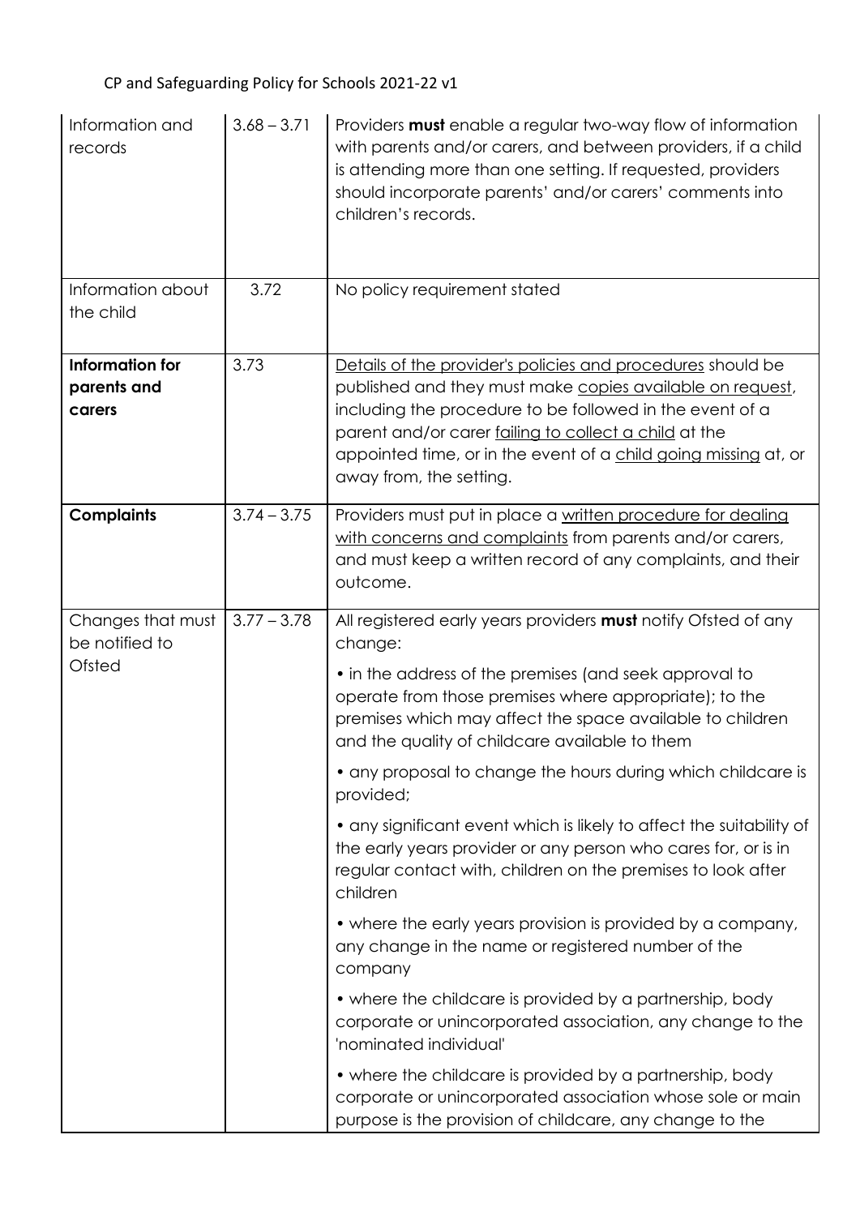| Information and records | 3.68 – 3.71 | Providers **must** enable a regular two-way flow of information with parents and/or carers, and between providers, if a child is attending more than one setting. If requested, providers should incorporate parents' and/or carers' comments into children's records. |
|---|---|---|
| Information about the child | 3.72 | No policy requirement stated |
| **Information for parents and carers** | 3.73 | Details of the provider's policies and procedures should be published and they must make copies available on request, including the procedure to be followed in the event of a parent and/or carer failing to collect a child at the appointed time, or in the event of a child going missing at, or away from, the setting. |
| **Complaints** | 3.74 – 3.75 | Providers must put in place a written procedure for dealing with concerns and complaints from parents and/or carers, and must keep a written record of any complaints, and their outcome. |
| Changes that must be notified to Ofsted | 3.77 – 3.78 | All registered early years providers **must** notify Ofsted of any change:<br><br>• in the address of the premises (and seek approval to operate from those premises where appropriate); to the premises which may affect the space available to children and the quality of childcare available to them<br><br>• any proposal to change the hours during which childcare is provided;<br><br>• any significant event which is likely to affect the suitability of the early years provider or any person who cares for, or is in regular contact with, children on the premises to look after children<br><br>• where the early years provision is provided by a company, any change in the name or registered number of the company<br><br>• where the childcare is provided by a partnership, body corporate or unincorporated association, any change to the 'nominated individual'<br><br>• where the childcare is provided by a partnership, body corporate or unincorporated association whose sole or main purpose is the provision of childcare, any change to the |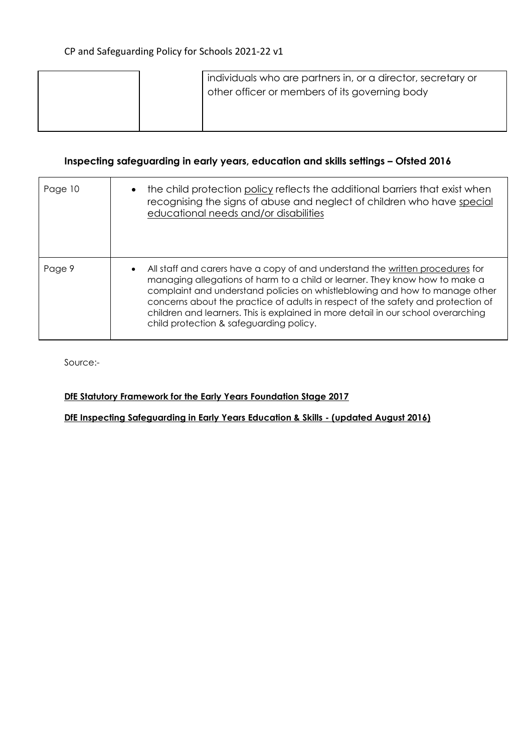| | | |
|---|---|---|
| | | individuals who are partners in, or a director, secretary or other officer or members of its governing body |

**Inspecting safeguarding in early years, education and skills settings – Ofsted 2016**

| | |
|---|---|
| Page 10 | • the child protection policy reflects the additional barriers that exist when recognising the signs of abuse and neglect of children who have special educational needs and/or disabilities |
| Page 9 | • All staff and carers have a copy of and understand the written procedures for managing allegations of harm to a child or learner. They know how to make a complaint and understand policies on whistleblowing and how to manage other concerns about the practice of adults in respect of the safety and protection of children and learners. This is explained in more detail in our school overarching child protection & safeguarding policy. |

Source:-

**DfE Statutory Framework for the Early Years Foundation Stage 2017**

**DfE Inspecting Safeguarding in Early Years Education & Skills - (updated August 2016)**